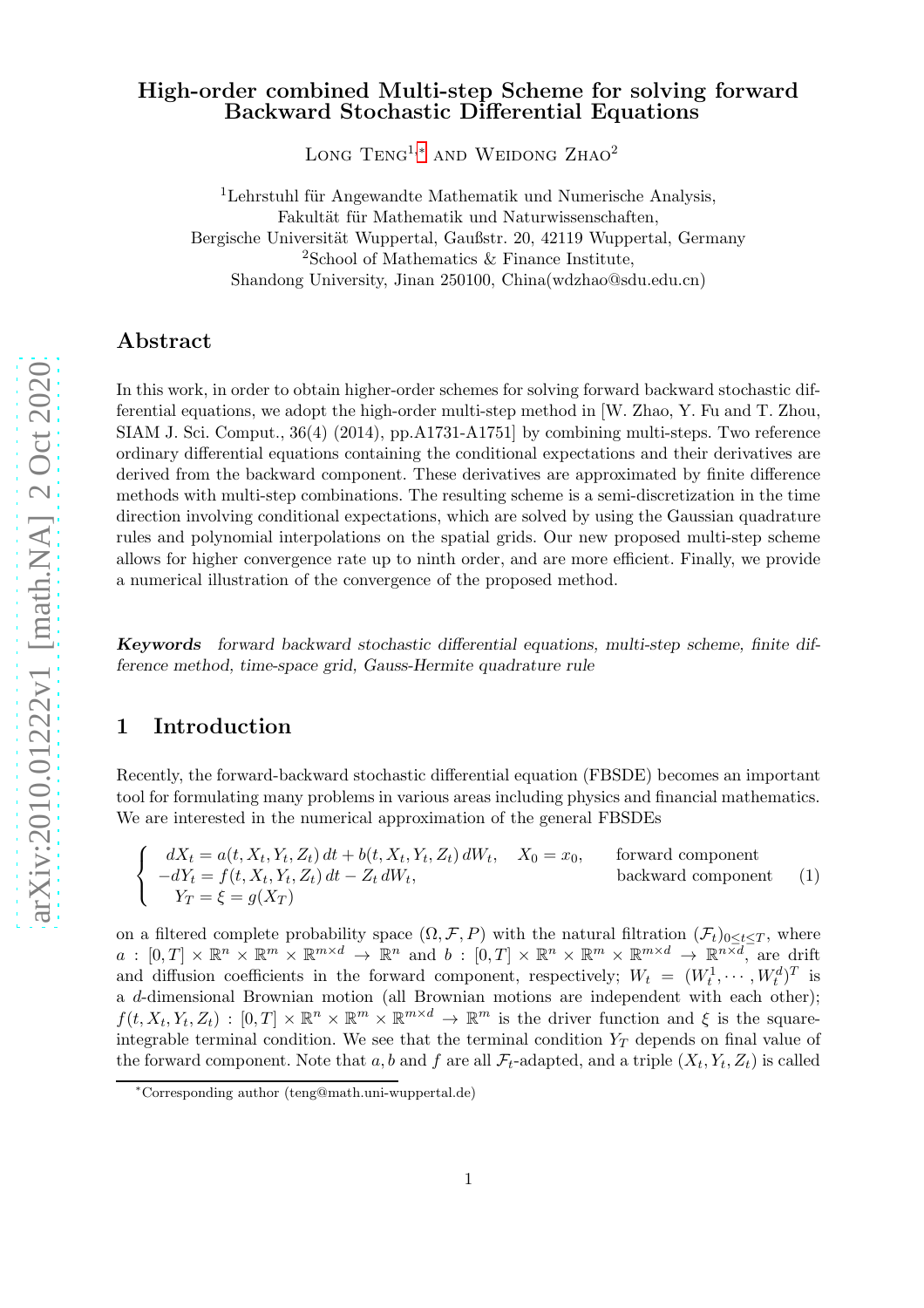# High-order combined Multi-step Scheme for solving forward Backward Stochastic Differential Equations

Long Teng[1,*] and Weidong Zhao[2]

[1]Lehrstuhl für Angewandte Mathematik und Numerische Analysis,
Fakultät für Mathematik und Naturwissenschaften,
Bergische Universität Wuppertal, Gaußstr. 20, 42119 Wuppertal, Germany
[2]School of Mathematics & Finance Institute,
Shandong University, Jinan 250100, China(wdzhao@sdu.edu.cn)

## Abstract

In this work, in order to obtain higher-order schemes for solving forward backward stochastic differential equations, we adopt the high-order multi-step method in [W. Zhao, Y. Fu and T. Zhou, SIAM J. Sci. Comput., 36(4) (2014), pp.A1731-A1751] by combining multi-steps. Two reference ordinary differential equations containing the conditional expectations and their derivatives are derived from the backward component. These derivatives are approximated by finite difference methods with multi-step combinations. The resulting scheme is a semi-discretization in the time direction involving conditional expectations, which are solved by using the Gaussian quadrature rules and polynomial interpolations on the spatial grids. Our new proposed multi-step scheme allows for higher convergence rate up to ninth order, and are more efficient. Finally, we provide a numerical illustration of the convergence of the proposed method.

***Keywords*** *forward backward stochastic differential equations, multi-step scheme, finite difference method, time-space grid, Gauss-Hermite quadrature rule*

## 1 Introduction

Recently, the forward-backward stochastic differential equation (FBSDE) becomes an important tool for formulating many problems in various areas including physics and financial mathematics. We are interested in the numerical approximation of the general FBSDEs

$$
\begin{cases}
dX_t = a(t, X_t, Y_t, Z_t)\,dt + b(t, X_t, Y_t, Z_t)\,dW_t, \quad X_0 = x_0, & \text{forward component} \\
-dY_t = f(t, X_t, Y_t, Z_t)\,dt - Z_t\,dW_t, & \text{backward component} \\
\;\; Y_T = \xi = g(X_T)
\end{cases}
\tag{1}
$$

on a filtered complete probability space $(\Omega, \mathcal{F}, P)$ with the natural filtration $(\mathcal{F}_t)_{0\le t\le T}$, where $a : [0,T] \times \mathbb{R}^n \times \mathbb{R}^m \times \mathbb{R}^{m\times d} \to \mathbb{R}^n$ and $b : [0,T] \times \mathbb{R}^n \times \mathbb{R}^m \times \mathbb{R}^{m\times d} \to \mathbb{R}^{n\times d}$, are drift and diffusion coefficients in the forward component, respectively; $W_t = (W_t^1, \cdots, W_t^d)^T$ is a $d$-dimensional Brownian motion (all Brownian motions are independent with each other); $f(t, X_t, Y_t, Z_t) : [0,T] \times \mathbb{R}^n \times \mathbb{R}^m \times \mathbb{R}^{m\times d} \to \mathbb{R}^m$ is the driver function and $\xi$ is the square-integrable terminal condition. We see that the terminal condition $Y_T$ depends on final value of the forward component. Note that $a, b$ and $f$ are all $\mathcal{F}_t$-adapted, and a triple $(X_t, Y_t, Z_t)$ is called

---

*Corresponding author (teng@math.uni-wuppertal.de)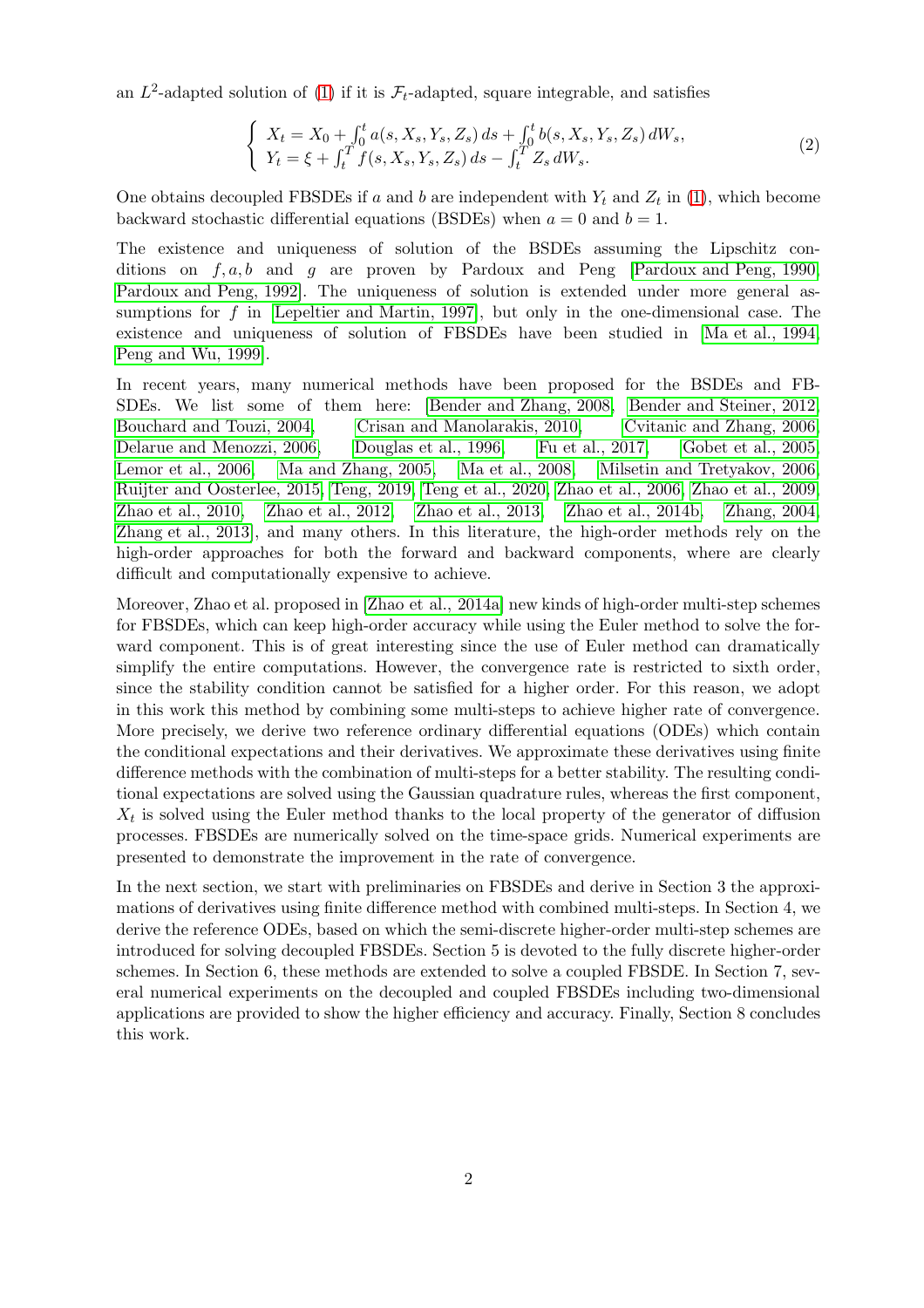an $L^2$-adapted solution of (1) if it is $\mathcal{F}_t$-adapted, square integrable, and satisfies

$$
\begin{cases} X_t = X_0 + \int_0^t a(s, X_s, Y_s, Z_s)\, ds + \int_0^t b(s, X_s, Y_s, Z_s)\, dW_s, \\ Y_t = \xi + \int_t^T f(s, X_s, Y_s, Z_s)\, ds - \int_t^T Z_s\, dW_s. \end{cases} \tag{2}
$$

One obtains decoupled FBSDEs if $a$ and $b$ are independent with $Y_t$ and $Z_t$ in (1), which become backward stochastic differential equations (BSDEs) when $a = 0$ and $b = 1$.

The existence and uniqueness of solution of the BSDEs assuming the Lipschitz conditions on $f, a, b$ and $g$ are proven by Pardoux and Peng [Pardoux and Peng, 1990, Pardoux and Peng, 1992]. The uniqueness of solution is extended under more general assumptions for $f$ in [Lepeltier and Martin, 1997], but only in the one-dimensional case. The existence and uniqueness of solution of FBSDEs have been studied in [Ma et al., 1994, Peng and Wu, 1999].

In recent years, many numerical methods have been proposed for the BSDEs and FBSDEs. We list some of them here: [Bender and Zhang, 2008, Bender and Steiner, 2012, Bouchard and Touzi, 2004, Crisan and Manolarakis, 2010, Cvitanic and Zhang, 2006, Delarue and Menozzi, 2006, Douglas et al., 1996, Fu et al., 2017, Gobet et al., 2005, Lemor et al., 2006, Ma and Zhang, 2005, Ma et al., 2008, Milsetin and Tretyakov, 2006, Ruijter and Oosterlee, 2015, Teng, 2019, Teng et al., 2020, Zhao et al., 2006, Zhao et al., 2009, Zhao et al., 2010, Zhao et al., 2012, Zhao et al., 2013, Zhao et al., 2014b, Zhang, 2004, Zhang et al., 2013], and many others. In this literature, the high-order methods rely on the high-order approaches for both the forward and backward components, where are clearly difficult and computationally expensive to achieve.

Moreover, Zhao et al. proposed in [Zhao et al., 2014a] new kinds of high-order multi-step schemes for FBSDEs, which can keep high-order accuracy while using the Euler method to solve the forward component. This is of great interesting since the use of Euler method can dramatically simplify the entire computations. However, the convergence rate is restricted to sixth order, since the stability condition cannot be satisfied for a higher order. For this reason, we adopt in this work this method by combining some multi-steps to achieve higher rate of convergence. More precisely, we derive two reference ordinary differential equations (ODEs) which contain the conditional expectations and their derivatives. We approximate these derivatives using finite difference methods with the combination of multi-steps for a better stability. The resulting conditional expectations are solved using the Gaussian quadrature rules, whereas the first component, $X_t$ is solved using the Euler method thanks to the local property of the generator of diffusion processes. FBSDEs are numerically solved on the time-space grids. Numerical experiments are presented to demonstrate the improvement in the rate of convergence.

In the next section, we start with preliminaries on FBSDEs and derive in Section 3 the approximations of derivatives using finite difference method with combined multi-steps. In Section 4, we derive the reference ODEs, based on which the semi-discrete higher-order multi-step schemes are introduced for solving decoupled FBSDEs. Section 5 is devoted to the fully discrete higher-order schemes. In Section 6, these methods are extended to solve a coupled FBSDE. In Section 7, several numerical experiments on the decoupled and coupled FBSDEs including two-dimensional applications are provided to show the higher efficiency and accuracy. Finally, Section 8 concludes this work.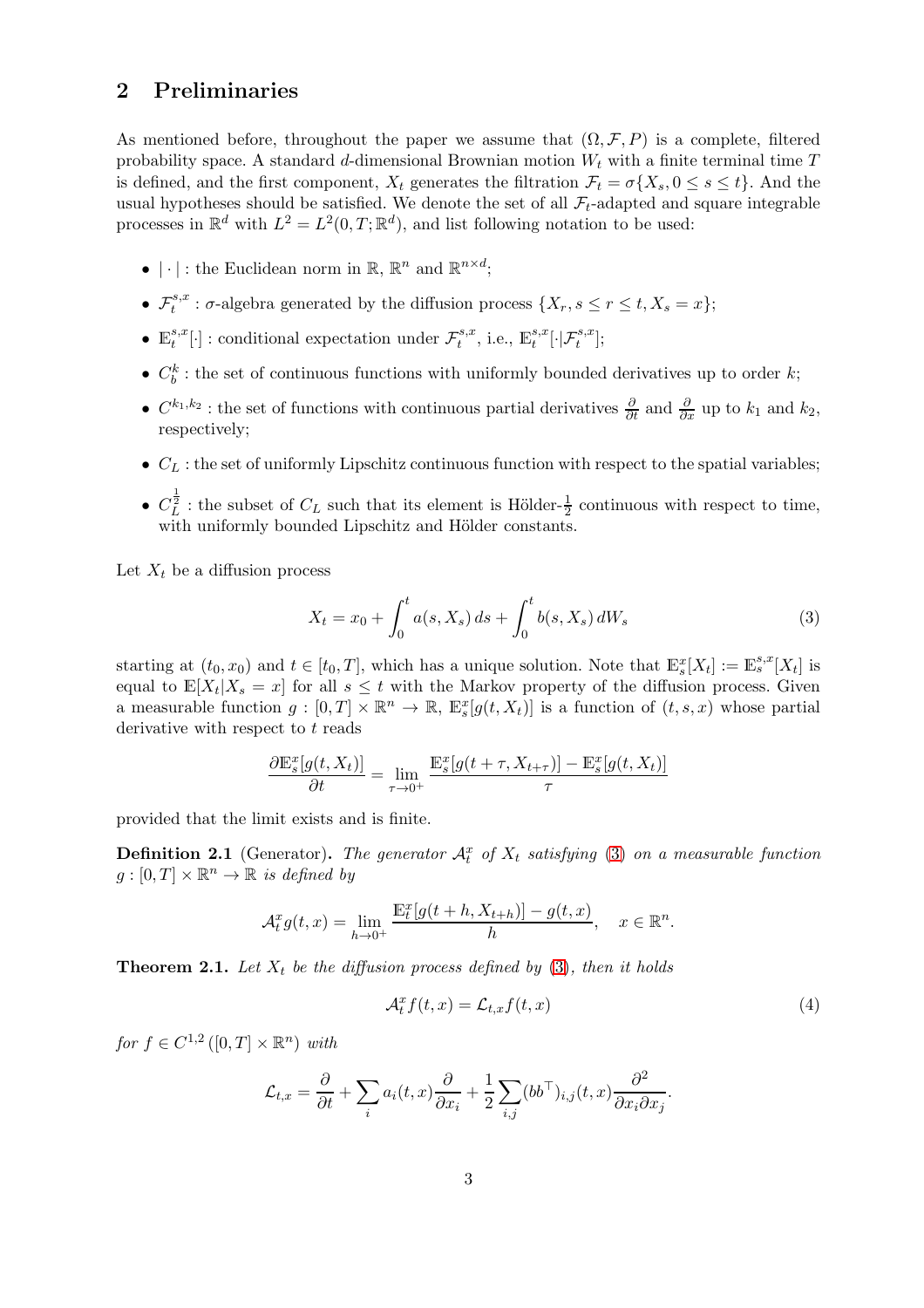## 2 Preliminaries

As mentioned before, throughout the paper we assume that $(\Omega, \mathcal{F}, P)$ is a complete, filtered probability space. A standard $d$-dimensional Brownian motion $W_t$ with a finite terminal time $T$ is defined, and the first component, $X_t$ generates the filtration $\mathcal{F}_t = \sigma\{X_s, 0 \le s \le t\}$. And the usual hypotheses should be satisfied. We denote the set of all $\mathcal{F}_t$-adapted and square integrable processes in $\mathbb{R}^d$ with $L^2 = L^2(0,T;\mathbb{R}^d)$, and list following notation to be used:

- $|\cdot|$ : the Euclidean norm in $\mathbb{R}$, $\mathbb{R}^n$ and $\mathbb{R}^{n\times d}$;
- $\mathcal{F}_t^{s,x}$ : $\sigma$-algebra generated by the diffusion process $\{X_r, s \le r \le t, X_s = x\}$;
- $\mathbb{E}_t^{s,x}[\cdot]$ : conditional expectation under $\mathcal{F}_t^{s,x}$, i.e., $\mathbb{E}_t^{s,x}[\cdot|\mathcal{F}_t^{s,x}]$;
- $C_b^k$ : the set of continuous functions with uniformly bounded derivatives up to order $k$;
- $C^{k_1,k_2}$ : the set of functions with continuous partial derivatives $\frac{\partial}{\partial t}$ and $\frac{\partial}{\partial x}$ up to $k_1$ and $k_2$, respectively;
- $C_L$ : the set of uniformly Lipschitz continuous function with respect to the spatial variables;
- $C_L^{\frac{1}{2}}$ : the subset of $C_L$ such that its element is Hölder-$\frac{1}{2}$ continuous with respect to time, with uniformly bounded Lipschitz and Hölder constants.

Let $X_t$ be a diffusion process

$$X_t = x_0 + \int_0^t a(s, X_s)\, ds + \int_0^t b(s, X_s)\, dW_s \tag{3}$$

starting at $(t_0, x_0)$ and $t \in [t_0, T]$, which has a unique solution. Note that $\mathbb{E}_s^x[X_t] := \mathbb{E}_s^{s,x}[X_t]$ is equal to $\mathbb{E}[X_t | X_s = x]$ for all $s \le t$ with the Markov property of the diffusion process. Given a measurable function $g : [0,T] \times \mathbb{R}^n \to \mathbb{R}$, $\mathbb{E}_s^x[g(t, X_t)]$ is a function of $(t, s, x)$ whose partial derivative with respect to $t$ reads

$$\frac{\partial \mathbb{E}_s^x[g(t, X_t)]}{\partial t} = \lim_{\tau \to 0^+} \frac{\mathbb{E}_s^x[g(t+\tau, X_{t+\tau})] - \mathbb{E}_s^x[g(t, X_t)]}{\tau}$$

provided that the limit exists and is finite.

**Definition 2.1** (Generator)**.** *The generator $\mathcal{A}_t^x$ of $X_t$ satisfying (3) on a measurable function $g : [0,T] \times \mathbb{R}^n \to \mathbb{R}$ is defined by*

$$\mathcal{A}_t^x g(t,x) = \lim_{h \to 0^+} \frac{\mathbb{E}_t^x[g(t+h, X_{t+h})] - g(t,x)}{h}, \quad x \in \mathbb{R}^n.$$

**Theorem 2.1.** *Let $X_t$ be the diffusion process defined by (3), then it holds*

$$\mathcal{A}_t^x f(t,x) = \mathcal{L}_{t,x} f(t,x) \tag{4}$$

*for $f \in C^{1,2}([0,T] \times \mathbb{R}^n)$ with*

$$\mathcal{L}_{t,x} = \frac{\partial}{\partial t} + \sum_i a_i(t,x) \frac{\partial}{\partial x_i} + \frac{1}{2} \sum_{i,j} (bb^\top)_{i,j}(t,x) \frac{\partial^2}{\partial x_i \partial x_j}.$$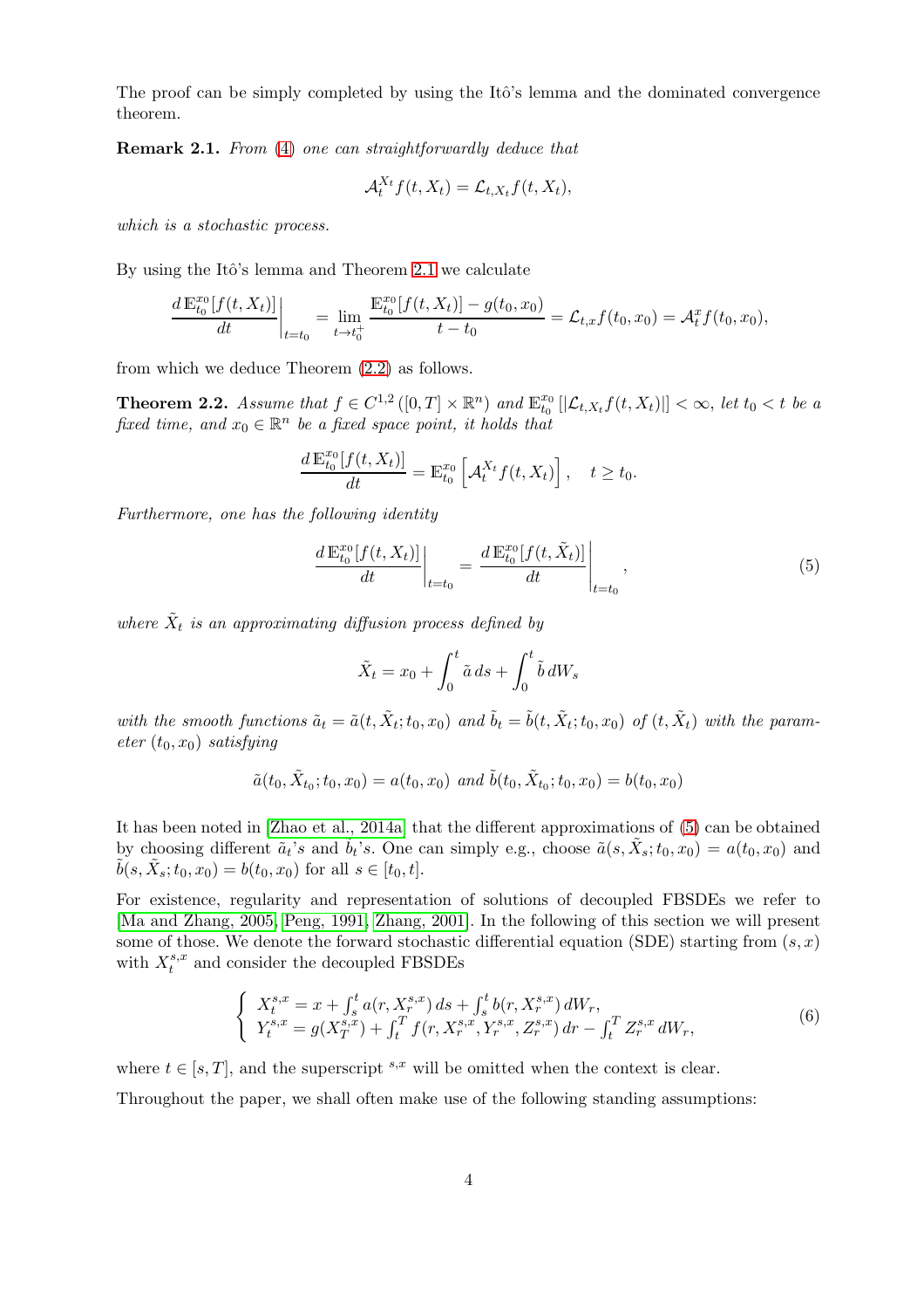The proof can be simply completed by using the Itô's lemma and the dominated convergence theorem.

**Remark 2.1.** *From (4) one can straightforwardly deduce that*

$$\mathcal{A}_t^{X_t} f(t, X_t) = \mathcal{L}_{t,X_t} f(t, X_t),$$

*which is a stochastic process.*

By using the Itô's lemma and Theorem 2.1 we calculate

$$\left.\frac{d\,\mathbb{E}_{t_0}^{x_0}[f(t, X_t)]}{dt}\right|_{t=t_0} = \lim_{t \to t_0^+} \frac{\mathbb{E}_{t_0}^{x_0}[f(t, X_t)] - g(t_0, x_0)}{t - t_0} = \mathcal{L}_{t,x} f(t_0, x_0) = \mathcal{A}_t^x f(t_0, x_0),$$

from which we deduce Theorem (2.2) as follows.

**Theorem 2.2.** *Assume that $f \in C^{1,2}([0, T] \times \mathbb{R}^n)$ and $\mathbb{E}_{t_0}^{x_0}[|\mathcal{L}_{t,X_t} f(t, X_t)|] < \infty$, let $t_0 < t$ be a fixed time, and $x_0 \in \mathbb{R}^n$ be a fixed space point, it holds that*

$$\frac{d\,\mathbb{E}_{t_0}^{x_0}[f(t, X_t)]}{dt} = \mathbb{E}_{t_0}^{x_0}\left[\mathcal{A}_t^{X_t} f(t, X_t)\right], \quad t \geq t_0.$$

*Furthermore, one has the following identity*

$$\left.\frac{d\,\mathbb{E}_{t_0}^{x_0}[f(t, X_t)]}{dt}\right|_{t=t_0} = \left.\frac{d\,\mathbb{E}_{t_0}^{x_0}[f(t, \tilde{X}_t)]}{dt}\right|_{t=t_0}, \tag{5}$$

*where $\tilde{X}_t$ is an approximating diffusion process defined by*

$$\tilde{X}_t = x_0 + \int_0^t \tilde{a}\, ds + \int_0^t \tilde{b}\, dW_s$$

*with the smooth functions $\tilde{a}_t = \tilde{a}(t, \tilde{X}_t; t_0, x_0)$ and $\tilde{b}_t = \tilde{b}(t, \tilde{X}_t; t_0, x_0)$ of $(t, \tilde{X}_t)$ with the parameter $(t_0, x_0)$ satisfying*

$$\tilde{a}(t_0, \tilde{X}_{t_0}; t_0, x_0) = a(t_0, x_0) \text{ and } \tilde{b}(t_0, \tilde{X}_{t_0}; t_0, x_0) = b(t_0, x_0)$$

It has been noted in [Zhao et al., 2014a] that the different approximations of (5) can be obtained by choosing different $\tilde{a}_t$'s and $\tilde{b}_t$'s. One can simply e.g., choose $\tilde{a}(s, \tilde{X}_s; t_0, x_0) = a(t_0, x_0)$ and $\tilde{b}(s, \tilde{X}_s; t_0, x_0) = b(t_0, x_0)$ for all $s \in [t_0, t]$.

For existence, regularity and representation of solutions of decoupled FBSDEs we refer to [Ma and Zhang, 2005, Peng, 1991, Zhang, 2001]. In the following of this section we will present some of those. We denote the forward stochastic differential equation (SDE) starting from $(s, x)$ with $X_t^{s,x}$ and consider the decoupled FBSDEs

$$\begin{cases} X_t^{s,x} = x + \int_s^t a(r, X_r^{s,x})\, ds + \int_s^t b(r, X_r^{s,x})\, dW_r, \\ Y_t^{s,x} = g(X_T^{s,x}) + \int_t^T f(r, X_r^{s,x}, Y_r^{s,x}, Z_r^{s,x})\, dr - \int_t^T Z_r^{s,x}\, dW_r, \end{cases} \tag{6}$$

where $t \in [s, T]$, and the superscript $^{s,x}$ will be omitted when the context is clear.

Throughout the paper, we shall often make use of the following standing assumptions: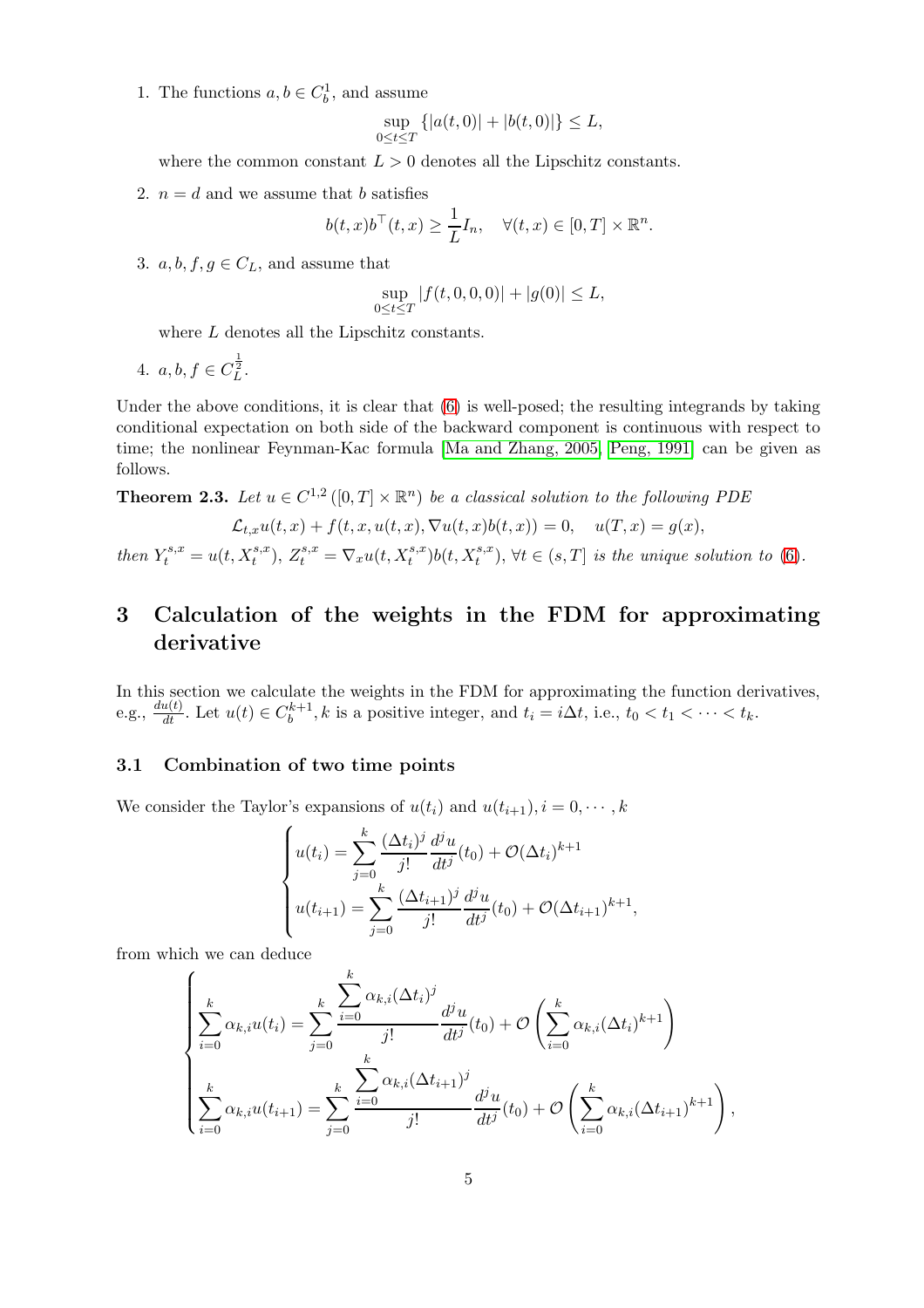1. The functions $a, b \in C_b^1$, and assume

$$\sup_{0\leq t\leq T}\{|a(t,0)| + |b(t,0)|\} \leq L,$$

where the common constant $L > 0$ denotes all the Lipschitz constants.

2. $n = d$ and we assume that $b$ satisfies

$$b(t,x)b^\top(t,x) \geq \frac{1}{L}I_n, \quad \forall (t,x) \in [0,T]\times\mathbb{R}^n.$$

3. $a, b, f, g \in C_L$, and assume that

$$\sup_{0\leq t\leq T}|f(t,0,0,0)| + |g(0)| \leq L,$$

where $L$ denotes all the Lipschitz constants.

4. $a, b, f \in C_L^{\frac{1}{2}}$.

Under the above conditions, it is clear that (6) is well-posed; the resulting integrands by taking conditional expectation on both side of the backward component is continuous with respect to time; the nonlinear Feynman-Kac formula [Ma and Zhang, 2005, Peng, 1991] can be given as follows.

**Theorem 2.3.** *Let $u \in C^{1,2}([0,T]\times\mathbb{R}^n)$ be a classical solution to the following PDE*

$$\mathcal{L}_{t,x}u(t,x) + f(t,x,u(t,x),\nabla u(t,x)b(t,x)) = 0, \quad u(T,x) = g(x),$$

*then $Y_t^{s,x} = u(t, X_t^{s,x})$, $Z_t^{s,x} = \nabla_x u(t, X_t^{s,x})b(t, X_t^{s,x})$, $\forall t \in (s,T]$ is the unique solution to (6).*

# 3 Calculation of the weights in the FDM for approximating derivative

In this section we calculate the weights in the FDM for approximating the function derivatives, e.g., $\frac{du(t)}{dt}$. Let $u(t) \in C_b^{k+1}$, $k$ is a positive integer, and $t_i = i\Delta t$, i.e., $t_0 < t_1 < \cdots < t_k$.

## 3.1 Combination of two time points

We consider the Taylor's expansions of $u(t_i)$ and $u(t_{i+1})$, $i = 0, \cdots, k$

$$\begin{cases} u(t_i) = \displaystyle\sum_{j=0}^{k}\frac{(\Delta t_i)^j}{j!}\frac{d^j u}{dt^j}(t_0) + \mathcal{O}(\Delta t_i)^{k+1} \\ u(t_{i+1}) = \displaystyle\sum_{j=0}^{k}\frac{(\Delta t_{i+1})^j}{j!}\frac{d^j u}{dt^j}(t_0) + \mathcal{O}(\Delta t_{i+1})^{k+1}, \end{cases}$$

from which we can deduce

$$\begin{cases} \displaystyle\sum_{i=0}^{k}\alpha_{k,i}u(t_i) = \sum_{j=0}^{k}\frac{\displaystyle\sum_{i=0}^{k}\alpha_{k,i}(\Delta t_i)^j}{j!}\frac{d^j u}{dt^j}(t_0) + \mathcal{O}\left(\sum_{i=0}^{k}\alpha_{k,i}(\Delta t_i)^{k+1}\right) \\ \displaystyle\sum_{i=0}^{k}\alpha_{k,i}u(t_{i+1}) = \sum_{j=0}^{k}\frac{\displaystyle\sum_{i=0}^{k}\alpha_{k,i}(\Delta t_{i+1})^j}{j!}\frac{d^j u}{dt^j}(t_0) + \mathcal{O}\left(\sum_{i=0}^{k}\alpha_{k,i}(\Delta t_{i+1})^{k+1}\right), \end{cases}$$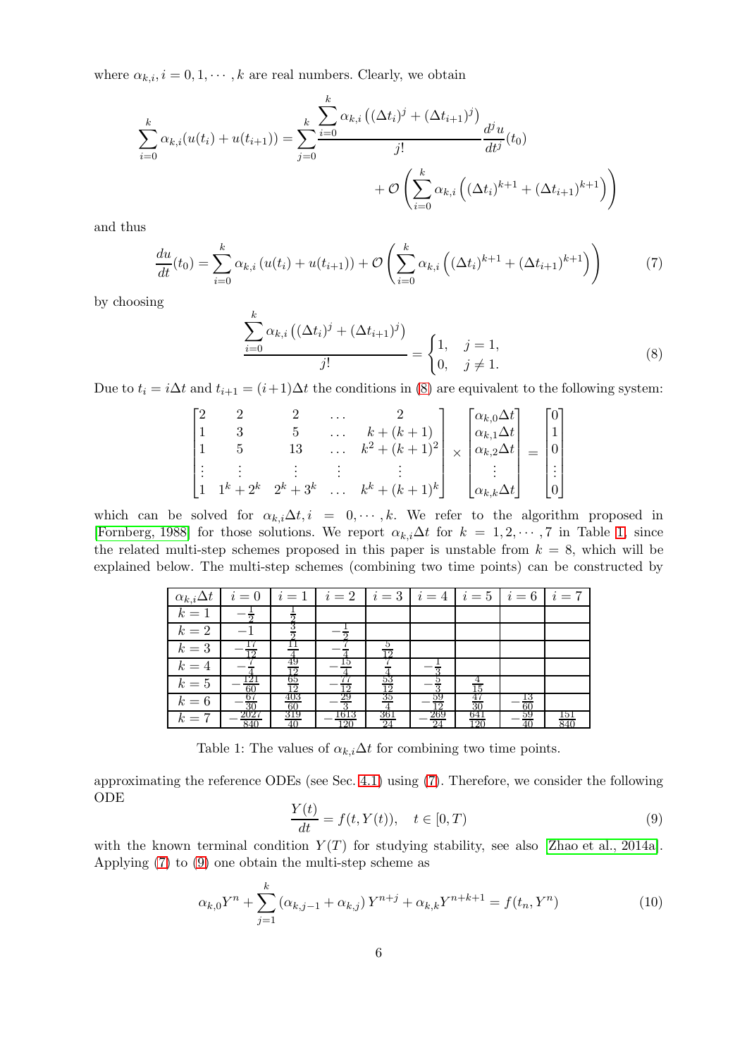where $\alpha_{k,i}, i = 0, 1, \cdots, k$ are real numbers. Clearly, we obtain

$$
\sum_{i=0}^{k} \alpha_{k,i}(u(t_i) + u(t_{i+1})) = \sum_{j=0}^{k} \frac{\sum_{i=0}^{k} \alpha_{k,i}\left((\Delta t_i)^j + (\Delta t_{i+1})^j\right)}{j!} \frac{d^j u}{dt^j}(t_0) + \mathcal{O}\left(\sum_{i=0}^{k} \alpha_{k,i}\left((\Delta t_i)^{k+1} + (\Delta t_{i+1})^{k+1}\right)\right)
$$

and thus

$$
\frac{du}{dt}(t_0) = \sum_{i=0}^{k} \alpha_{k,i}\left(u(t_i) + u(t_{i+1})\right) + \mathcal{O}\left(\sum_{i=0}^{k} \alpha_{k,i}\left((\Delta t_i)^{k+1} + (\Delta t_{i+1})^{k+1}\right)\right) \tag{7}
$$

by choosing

$$
\frac{\sum_{i=0}^{k} \alpha_{k,i}\left((\Delta t_i)^j + (\Delta t_{i+1})^j\right)}{j!} = \begin{cases} 1, & j = 1, \\ 0, & j \neq 1. \end{cases} \tag{8}
$$

Due to $t_i = i\Delta t$ and $t_{i+1} = (i+1)\Delta t$ the conditions in (8) are equivalent to the following system:

$$
\begin{bmatrix}
2 & 2 & 2 & \dots & 2 \\
1 & 3 & 5 & \dots & k + (k+1) \\
1 & 5 & 13 & \dots & k^2 + (k+1)^2 \\
\vdots & \vdots & \vdots & \vdots & \vdots \\
1 & 1^k + 2^k & 2^k + 3^k & \dots & k^k + (k+1)^k
\end{bmatrix}
\times
\begin{bmatrix}
\alpha_{k,0}\Delta t \\
\alpha_{k,1}\Delta t \\
\alpha_{k,2}\Delta t \\
\vdots \\
\alpha_{k,k}\Delta t
\end{bmatrix}
=
\begin{bmatrix}
0 \\ 1 \\ 0 \\ \vdots \\ 0
\end{bmatrix}
$$

which can be solved for $\alpha_{k,i}\Delta t, i = 0, \cdots, k$. We refer to the algorithm proposed in [Fornberg, 1988] for those solutions. We report $\alpha_{k,i}\Delta t$ for $k = 1, 2, \cdots, 7$ in Table 1, since the related multi-step schemes proposed in this paper is unstable from $k = 8$, which will be explained below. The multi-step schemes (combining two time points) can be constructed by

| $\alpha_{k,i}\Delta t$ | $i = 0$ | $i = 1$ | $i = 2$ | $i = 3$ | $i = 4$ | $i = 5$ | $i = 6$ | $i = 7$ |
|---|---|---|---|---|---|---|---|---|
| $k = 1$ | $-\frac{1}{2}$ | $\frac{1}{2}$ | | | | | | |
| $k = 2$ | $-1$ | $\frac{3}{2}$ | $-\frac{1}{2}$ | | | | | |
| $k = 3$ | $-\frac{17}{12}$ | $\frac{11}{4}$ | $-\frac{7}{4}$ | $\frac{5}{12}$ | | | | |
| $k = 4$ | $-\frac{7}{4}$ | $\frac{49}{12}$ | $-\frac{15}{4}$ | $\frac{7}{4}$ | $-\frac{1}{3}$ | | | |
| $k = 5$ | $-\frac{121}{60}$ | $\frac{65}{12}$ | $-\frac{77}{12}$ | $\frac{53}{12}$ | $-\frac{5}{3}$ | $\frac{4}{15}$ | | |
| $k = 6$ | $-\frac{67}{30}$ | $\frac{403}{60}$ | $-\frac{29}{3}$ | $\frac{35}{4}$ | $-\frac{59}{12}$ | $\frac{47}{30}$ | $-\frac{13}{60}$ | |
| $k = 7$ | $-\frac{2027}{840}$ | $\frac{319}{40}$ | $-\frac{1613}{120}$ | $\frac{361}{24}$ | $-\frac{269}{24}$ | $\frac{641}{120}$ | $-\frac{59}{40}$ | $\frac{151}{840}$ |

Table 1: The values of $\alpha_{k,i}\Delta t$ for combining two time points.

approximating the reference ODEs (see Sec. 4.1) using (7). Therefore, we consider the following ODE

$$
\frac{Y(t)}{dt} = f(t, Y(t)), \quad t \in [0, T) \tag{9}
$$

with the known terminal condition $Y(T)$ for studying stability, see also [Zhao et al., 2014a]. Applying (7) to (9) one obtain the multi-step scheme as

$$
\alpha_{k,0}Y^n + \sum_{j=1}^{k} \left(\alpha_{k,j-1} + \alpha_{k,j}\right) Y^{n+j} + \alpha_{k,k}Y^{n+k+1} = f(t_n, Y^n) \tag{10}
$$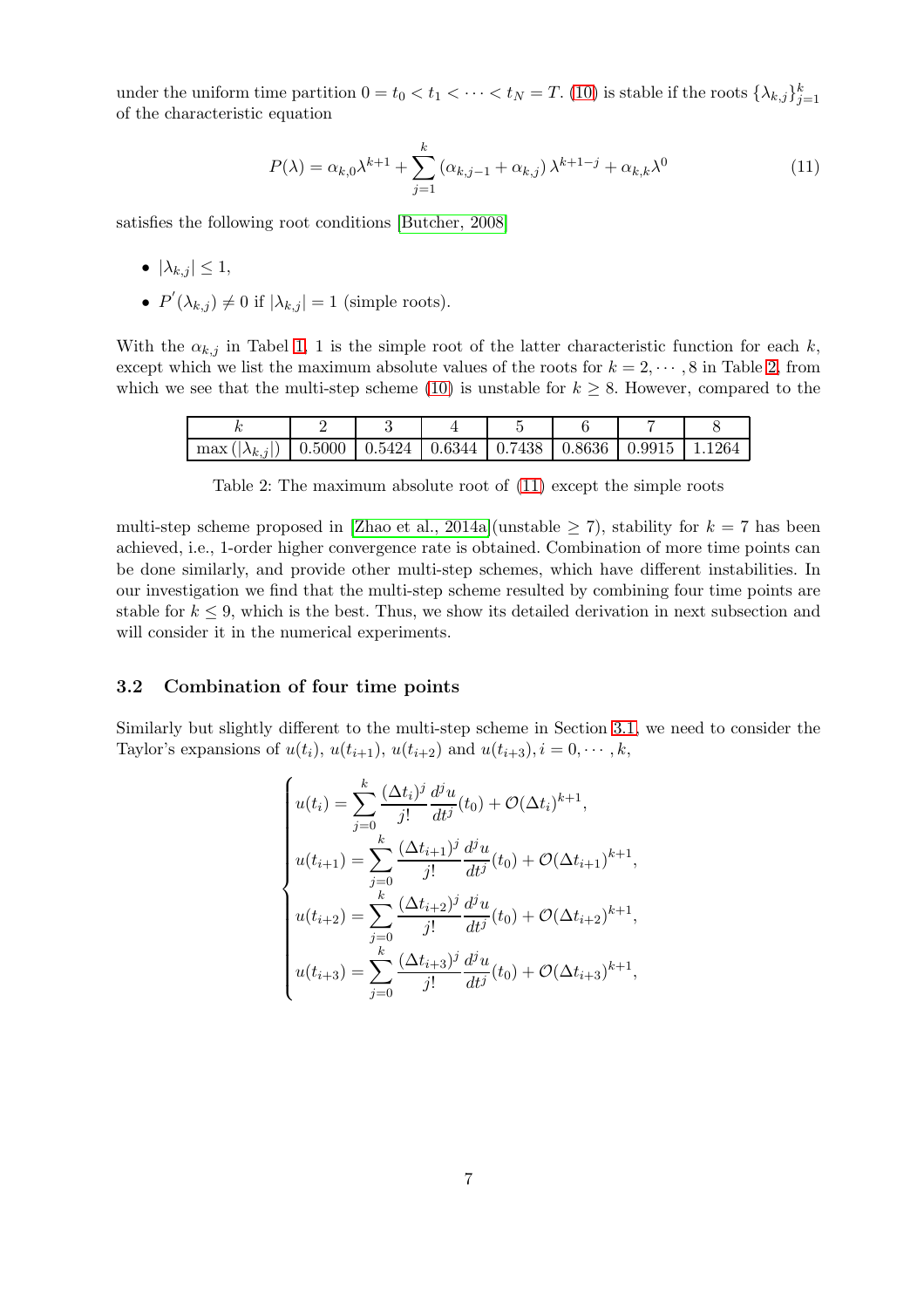under the uniform time partition $0 = t_0 < t_1 < \cdots < t_N = T$. (10) is stable if the roots $\{\lambda_{k,j}\}_{j=1}^{k}$ of the characteristic equation

$$P(\lambda) = \alpha_{k,0}\lambda^{k+1} + \sum_{j=1}^{k} \left(\alpha_{k,j-1} + \alpha_{k,j}\right)\lambda^{k+1-j} + \alpha_{k,k}\lambda^{0} \tag{11}$$

satisfies the following root conditions [Butcher, 2008]

- $|\lambda_{k,j}| \leq 1$,
- $P^{'}(\lambda_{k,j}) \neq 0$ if $|\lambda_{k,j}| = 1$ (simple roots).

With the $\alpha_{k,j}$ in Tabel 1, 1 is the simple root of the latter characteristic function for each $k$, except which we list the maximum absolute values of the roots for $k = 2, \cdots, 8$ in Table 2, from which we see that the multi-step scheme (10) is unstable for $k \geq 8$. However, compared to the

| $k$ | 2 | 3 | 4 | 5 | 6 | 7 | 8 |
|---|---|---|---|---|---|---|---|
| $\max\left(\lvert\lambda_{k,j}\rvert\right)$ | 0.5000 | 0.5424 | 0.6344 | 0.7438 | 0.8636 | 0.9915 | 1.1264 |

Table 2: The maximum absolute root of (11) except the simple roots

multi-step scheme proposed in [Zhao et al., 2014a](unstable $\geq 7$), stability for $k = 7$ has been achieved, i.e., 1-order higher convergence rate is obtained. Combination of more time points can be done similarly, and provide other multi-step schemes, which have different instabilities. In our investigation we find that the multi-step scheme resulted by combining four time points are stable for $k \leq 9$, which is the best. Thus, we show its detailed derivation in next subsection and will consider it in the numerical experiments.

### 3.2 Combination of four time points

Similarly but slightly different to the multi-step scheme in Section 3.1, we need to consider the Taylor's expansions of $u(t_i)$, $u(t_{i+1})$, $u(t_{i+2})$ and $u(t_{i+3}), i = 0, \cdots, k$,

$$\begin{cases} u(t_i) = \displaystyle\sum_{j=0}^{k} \frac{(\Delta t_i)^j}{j!}\frac{d^j u}{dt^j}(t_0) + \mathcal{O}(\Delta t_i)^{k+1}, \\ u(t_{i+1}) = \displaystyle\sum_{j=0}^{k} \frac{(\Delta t_{i+1})^j}{j!}\frac{d^j u}{dt^j}(t_0) + \mathcal{O}(\Delta t_{i+1})^{k+1}, \\ u(t_{i+2}) = \displaystyle\sum_{j=0}^{k} \frac{(\Delta t_{i+2})^j}{j!}\frac{d^j u}{dt^j}(t_0) + \mathcal{O}(\Delta t_{i+2})^{k+1}, \\ u(t_{i+3}) = \displaystyle\sum_{j=0}^{k} \frac{(\Delta t_{i+3})^j}{j!}\frac{d^j u}{dt^j}(t_0) + \mathcal{O}(\Delta t_{i+3})^{k+1}, \end{cases}$$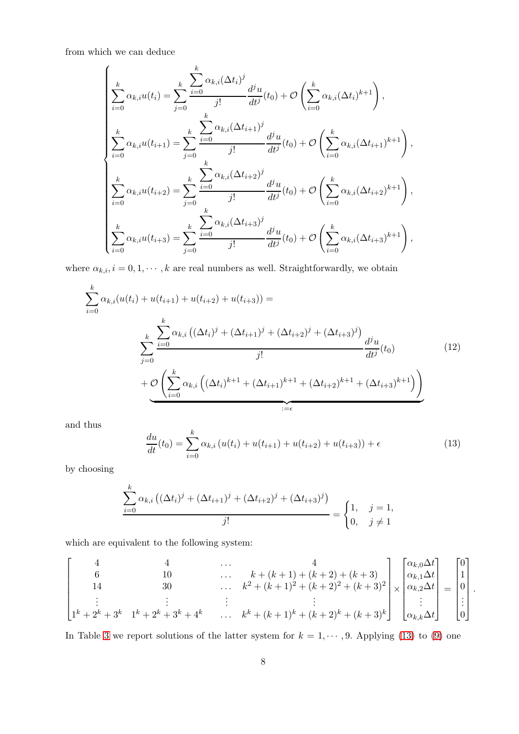from which we can deduce

$$
\begin{cases}
\displaystyle\sum_{i=0}^{k} \alpha_{k,i} u(t_i) = \sum_{j=0}^{k} \frac{\displaystyle\sum_{i=0}^{k} \alpha_{k,i} (\Delta t_i)^j}{j!} \frac{d^j u}{dt^j}(t_0) + \mathcal{O}\left( \sum_{i=0}^{k} \alpha_{k,i} (\Delta t_i)^{k+1} \right), \\
\displaystyle\sum_{i=0}^{k} \alpha_{k,i} u(t_{i+1}) = \sum_{j=0}^{k} \frac{\displaystyle\sum_{i=0}^{k} \alpha_{k,i} (\Delta t_{i+1})^j}{j!} \frac{d^j u}{dt^j}(t_0) + \mathcal{O}\left( \sum_{i=0}^{k} \alpha_{k,i} (\Delta t_{i+1})^{k+1} \right), \\
\displaystyle\sum_{i=0}^{k} \alpha_{k,i} u(t_{i+2}) = \sum_{j=0}^{k} \frac{\displaystyle\sum_{i=0}^{k} \alpha_{k,i} (\Delta t_{i+2})^j}{j!} \frac{d^j u}{dt^j}(t_0) + \mathcal{O}\left( \sum_{i=0}^{k} \alpha_{k,i} (\Delta t_{i+2})^{k+1} \right), \\
\displaystyle\sum_{i=0}^{k} \alpha_{k,i} u(t_{i+3}) = \sum_{j=0}^{k} \frac{\displaystyle\sum_{i=0}^{k} \alpha_{k,i} (\Delta t_{i+3})^j}{j!} \frac{d^j u}{dt^j}(t_0) + \mathcal{O}\left( \sum_{i=0}^{k} \alpha_{k,i} (\Delta t_{i+3})^{k+1} \right),
\end{cases}
$$

where $\alpha_{k,i}, i = 0, 1, \cdots, k$ are real numbers as well. Straightforwardly, we obtain

$$
\begin{aligned}
&\sum_{i=0}^{k} \alpha_{k,i} (u(t_i) + u(t_{i+1}) + u(t_{i+2}) + u(t_{i+3})) = \\
&\qquad \sum_{j=0}^{k} \frac{\displaystyle\sum_{i=0}^{k} \alpha_{k,i} \left( (\Delta t_i)^j + (\Delta t_{i+1})^j + (\Delta t_{i+2})^j + (\Delta t_{i+3})^j \right)}{j!} \frac{d^j u}{dt^j}(t_0) \\
&\qquad + \underbrace{\mathcal{O}\left( \sum_{i=0}^{k} \alpha_{k,i} \left( (\Delta t_i)^{k+1} + (\Delta t_{i+1})^{k+1} + (\Delta t_{i+2})^{k+1} + (\Delta t_{i+3})^{k+1} \right) \right)}_{:=\epsilon}
\end{aligned}
\tag{12}
$$

and thus

$$
\frac{du}{dt}(t_0) = \sum_{i=0}^{k} \alpha_{k,i} \left( u(t_i) + u(t_{i+1}) + u(t_{i+2}) + u(t_{i+3}) \right) + \epsilon \tag{13}
$$

by choosing

$$
\frac{\displaystyle\sum_{i=0}^{k} \alpha_{k,i} \left( (\Delta t_i)^j + (\Delta t_{i+1})^j + (\Delta t_{i+2})^j + (\Delta t_{i+3})^j \right)}{j!} = \begin{cases} 1, & j = 1, \\ 0, & j \neq 1 \end{cases}
$$

which are equivalent to the following system:

$$
\begin{bmatrix}
4 & 4 & \dots & 4 \\
6 & 10 & \dots & k + (k+1) + (k+2) + (k+3) \\
14 & 30 & \dots & k^2 + (k+1)^2 + (k+2)^2 + (k+3)^2 \\
\vdots & \vdots & \vdots & \vdots \\
1^k + 2^k + 3^k & 1^k + 2^k + 3^k + 4^k & \dots & k^k + (k+1)^k + (k+2)^k + (k+3)^k
\end{bmatrix}
\times
\begin{bmatrix}
\alpha_{k,0} \Delta t \\
\alpha_{k,1} \Delta t \\
\alpha_{k,2} \Delta t \\
\vdots \\
\alpha_{k,k} \Delta t
\end{bmatrix}
=
\begin{bmatrix}
0 \\ 1 \\ 0 \\ \vdots \\ 0
\end{bmatrix}.
$$

In Table 3 we report solutions of the latter system for $k = 1, \cdots, 9$. Applying (13) to (9) one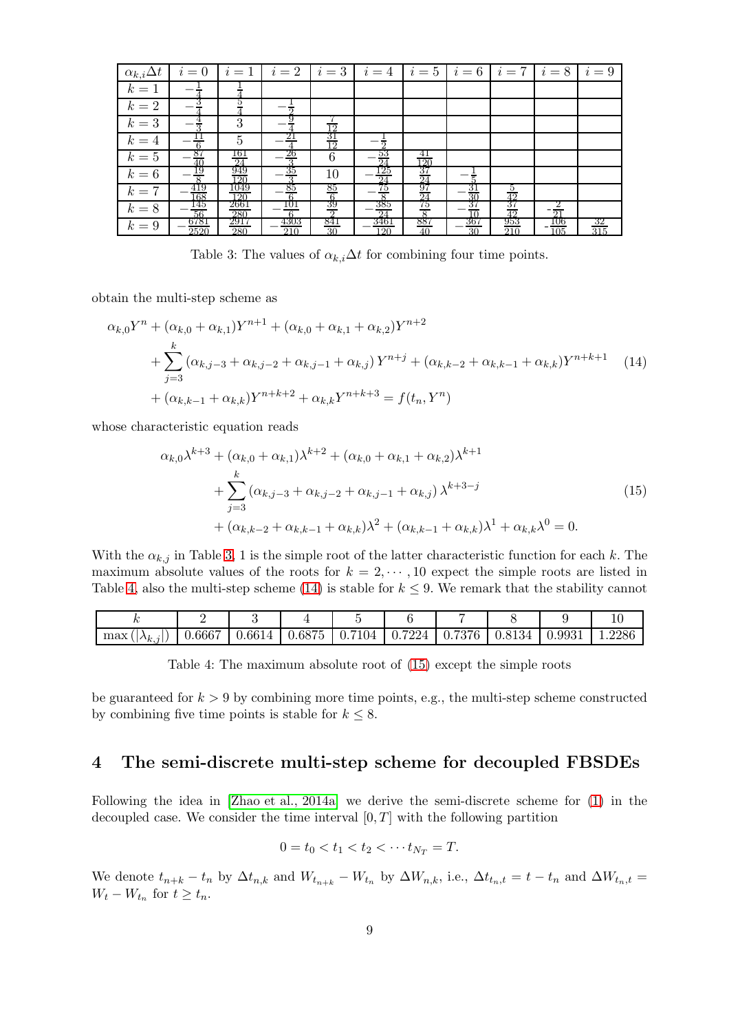| $\alpha_{k,i}\Delta t$ | $i=0$ | $i=1$ | $i=2$ | $i=3$ | $i=4$ | $i=5$ | $i=6$ | $i=7$ | $i=8$ | $i=9$ |
|---|---|---|---|---|---|---|---|---|---|---|
| $k=1$ | $-\frac{1}{4}$ | $\frac{1}{4}$ | | | | | | | | |
| $k=2$ | $-\frac{3}{4}$ | $\frac{5}{4}$ | $-\frac{1}{2}$ | | | | | | | |
| $k=3$ | $-\frac{4}{3}$ | $3$ | $-\frac{9}{4}$ | $\frac{7}{12}$ | | | | | | |
| $k=4$ | $-\frac{11}{6}$ | $5$ | $-\frac{21}{4}$ | $\frac{31}{12}$ | $-\frac{1}{2}$ | | | | | |
| $k=5$ | $-\frac{87}{40}$ | $\frac{161}{24}$ | $-\frac{26}{3}$ | $6$ | $-\frac{53}{24}$ | $\frac{41}{120}$ | | | | |
| $k=6$ | $-\frac{19}{8}$ | $\frac{949}{120}$ | $-\frac{35}{3}$ | $10$ | $-\frac{125}{24}$ | $\frac{37}{24}$ | $-\frac{1}{5}$ | | | |
| $k=7$ | $-\frac{419}{168}$ | $\frac{1049}{120}$ | $-\frac{85}{6}$ | $\frac{85}{6}$ | $-\frac{75}{8}$ | $\frac{97}{24}$ | $-\frac{31}{30}$ | $\frac{5}{42}$ | | |
| $k=8$ | $-\frac{145}{56}$ | $\frac{2661}{280}$ | $-\frac{101}{6}$ | $\frac{39}{2}$ | $-\frac{385}{24}$ | $\frac{75}{8}$ | $-\frac{37}{10}$ | $\frac{37}{42}$ | $-\frac{2}{21}$ | |
| $k=9$ | $-\frac{6781}{2520}$ | $\frac{2917}{280}$ | $-\frac{4303}{210}$ | $\frac{841}{30}$ | $-\frac{3461}{120}$ | $\frac{887}{40}$ | $-\frac{367}{30}$ | $\frac{953}{210}$ | $-\frac{106}{105}$ | $\frac{32}{315}$ |

Table 3: The values of $\alpha_{k,i}\Delta t$ for combining four time points.

obtain the multi-step scheme as

$$
\begin{aligned}
&\alpha_{k,0}Y^n + (\alpha_{k,0}+\alpha_{k,1})Y^{n+1} + (\alpha_{k,0}+\alpha_{k,1}+\alpha_{k,2})Y^{n+2} \\
&\quad + \sum_{j=3}^{k}\left(\alpha_{k,j-3}+\alpha_{k,j-2}+\alpha_{k,j-1}+\alpha_{k,j}\right)Y^{n+j} + (\alpha_{k,k-2}+\alpha_{k,k-1}+\alpha_{k,k})Y^{n+k+1} \qquad (14)\\
&\quad + (\alpha_{k,k-1}+\alpha_{k,k})Y^{n+k+2} + \alpha_{k,k}Y^{n+k+3} = f(t_n, Y^n)
\end{aligned}
$$

whose characteristic equation reads

$$
\begin{aligned}
&\alpha_{k,0}\lambda^{k+3} + (\alpha_{k,0}+\alpha_{k,1})\lambda^{k+2} + (\alpha_{k,0}+\alpha_{k,1}+\alpha_{k,2})\lambda^{k+1} \\
&\quad + \sum_{j=3}^{k}\left(\alpha_{k,j-3}+\alpha_{k,j-2}+\alpha_{k,j-1}+\alpha_{k,j}\right)\lambda^{k+3-j} \qquad (15)\\
&\quad + (\alpha_{k,k-2}+\alpha_{k,k-1}+\alpha_{k,k})\lambda^2 + (\alpha_{k,k-1}+\alpha_{k,k})\lambda^1 + \alpha_{k,k}\lambda^0 = 0.
\end{aligned}
$$

With the $\alpha_{k,j}$ in Table 3, 1 is the simple root of the latter characteristic function for each $k$. The maximum absolute values of the roots for $k = 2, \cdots, 10$ expect the simple roots are listed in Table 4, also the multi-step scheme (14) is stable for $k \leq 9$. We remark that the stability cannot be guaranteed for $k > 9$ by combining more time points, e.g., the multi-step scheme constructed by combining five time points is stable for $k \leq 8$.

| $k$ | 2 | 3 | 4 | 5 | 6 | 7 | 8 | 9 | 10 |
|---|---|---|---|---|---|---|---|---|---|
| $\max(\lvert\lambda_{k,j}\rvert)$ | 0.6667 | 0.6614 | 0.6875 | 0.7104 | 0.7224 | 0.7376 | 0.8134 | 0.9931 | 1.2286 |

Table 4: The maximum absolute root of (15) except the simple roots

## 4 The semi-discrete multi-step scheme for decoupled FBSDEs

Following the idea in [Zhao et al., 2014a] we derive the semi-discrete scheme for (1) in the decoupled case. We consider the time interval $[0, T]$ with the following partition

$$
0 = t_0 < t_1 < t_2 < \cdots t_{N_T} = T.
$$

We denote $t_{n+k} - t_n$ by $\Delta t_{n,k}$ and $W_{t_{n+k}} - W_{t_n}$ by $\Delta W_{n,k}$, i.e., $\Delta t_{t_n,t} = t - t_n$ and $\Delta W_{t_n,t} = W_t - W_{t_n}$ for $t \geq t_n$.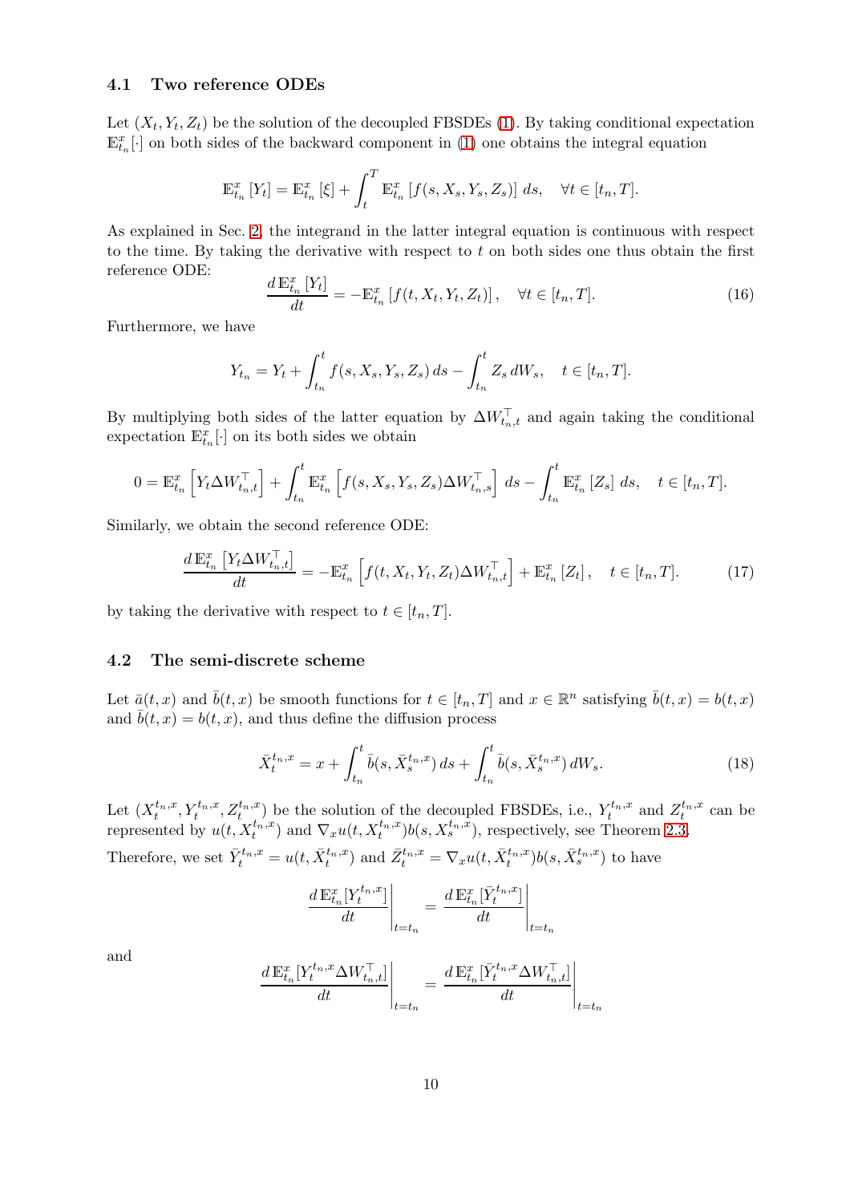### 4.1 Two reference ODEs

Let $(X_t, Y_t, Z_t)$ be the solution of the decoupled FBSDEs (1). By taking conditional expectation $\mathbb{E}_{t_n}^x[\cdot]$ on both sides of the backward component in (1) one obtains the integral equation

$$\mathbb{E}_{t_n}^x[Y_t] = \mathbb{E}_{t_n}^x[\xi] + \int_t^T \mathbb{E}_{t_n}^x[f(s, X_s, Y_s, Z_s)]\, ds, \quad \forall t \in [t_n, T].$$

As explained in Sec. 2, the integrand in the latter integral equation is continuous with respect to the time. By taking the derivative with respect to $t$ on both sides one thus obtain the first reference ODE:

$$\frac{d\,\mathbb{E}_{t_n}^x[Y_t]}{dt} = -\mathbb{E}_{t_n}^x[f(t, X_t, Y_t, Z_t)], \quad \forall t \in [t_n, T]. \tag{16}$$

Furthermore, we have

$$Y_{t_n} = Y_t + \int_{t_n}^t f(s, X_s, Y_s, Z_s)\, ds - \int_{t_n}^t Z_s\, dW_s, \quad t \in [t_n, T].$$

By multiplying both sides of the latter equation by $\Delta W_{t_n,t}^\top$ and again taking the conditional expectation $\mathbb{E}_{t_n}^x[\cdot]$ on its both sides we obtain

$$0 = \mathbb{E}_{t_n}^x\left[Y_t \Delta W_{t_n,t}^\top\right] + \int_{t_n}^t \mathbb{E}_{t_n}^x\left[f(s, X_s, Y_s, Z_s)\Delta W_{t_n,s}^\top\right] ds - \int_{t_n}^t \mathbb{E}_{t_n}^x[Z_s]\, ds, \quad t \in [t_n, T].$$

Similarly, we obtain the second reference ODE:

$$\frac{d\,\mathbb{E}_{t_n}^x\left[Y_t \Delta W_{t_n,t}^\top\right]}{dt} = -\mathbb{E}_{t_n}^x\left[f(t, X_t, Y_t, Z_t)\Delta W_{t_n,t}^\top\right] + \mathbb{E}_{t_n}^x[Z_t], \quad t \in [t_n, T]. \tag{17}$$

by taking the derivative with respect to $t \in [t_n, T]$.

### 4.2 The semi-discrete scheme

Let $\bar{a}(t,x)$ and $\bar{b}(t,x)$ be smooth functions for $t \in [t_n, T]$ and $x \in \mathbb{R}^n$ satisfying $\bar{b}(t,x) = b(t,x)$ and $\bar{b}(t,x) = b(t,x)$, and thus define the diffusion process

$$\bar{X}_t^{t_n,x} = x + \int_{t_n}^t \bar{b}(s, \bar{X}_s^{t_n,x})\, ds + \int_{t_n}^t \bar{b}(s, \bar{X}_s^{t_n,x})\, dW_s. \tag{18}$$

Let $(X_t^{t_n,x}, Y_t^{t_n,x}, Z_t^{t_n,x})$ be the solution of the decoupled FBSDEs, i.e., $Y_t^{t_n,x}$ and $Z_t^{t_n,x}$ can be represented by $u(t, X_t^{t_n,x})$ and $\nabla_x u(t, X_t^{t_n,x}) b(s, X_s^{t_n,x})$, respectively, see Theorem 2.3. Therefore, we set $\bar{Y}_t^{t_n,x} = u(t, \bar{X}_t^{t_n,x})$ and $\bar{Z}_t^{t_n,x} = \nabla_x u(t, \bar{X}_t^{t_n,x}) b(s, \bar{X}_s^{t_n,x})$ to have

$$\left.\frac{d\,\mathbb{E}_{t_n}^x[Y_t^{t_n,x}]}{dt}\right|_{t=t_n} = \left.\frac{d\,\mathbb{E}_{t_n}^x[\bar{Y}_t^{t_n,x}]}{dt}\right|_{t=t_n}$$

and

$$\left.\frac{d\,\mathbb{E}_{t_n}^x[Y_t^{t_n,x}\Delta W_{t_n,t}^\top]}{dt}\right|_{t=t_n} = \left.\frac{d\,\mathbb{E}_{t_n}^x[\bar{Y}_t^{t_n,x}\Delta W_{t_n,t}^\top]}{dt}\right|_{t=t_n}$$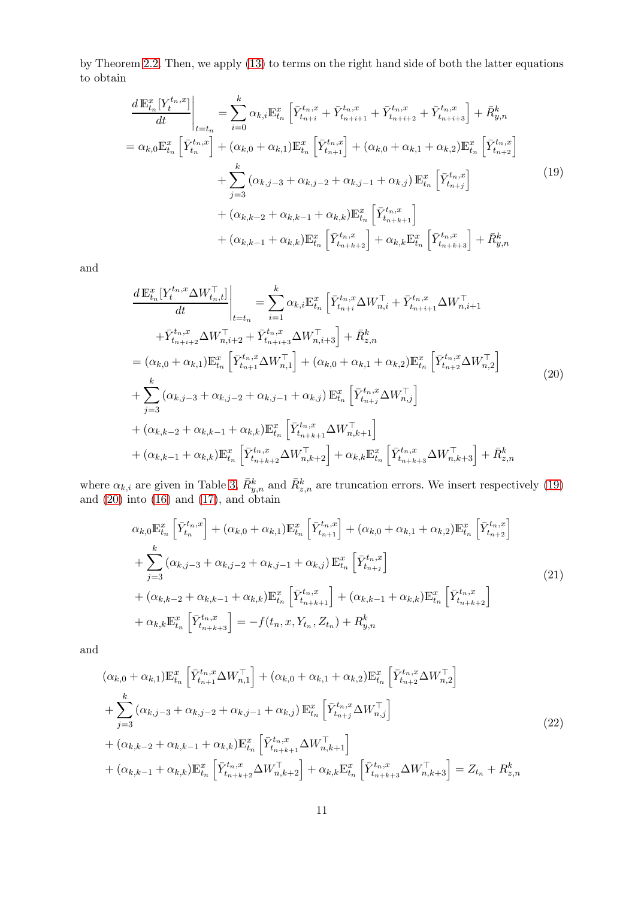by Theorem 2.2. Then, we apply (13) to terms on the right hand side of both the latter equations to obtain

$$
\begin{aligned}
\left.\frac{d\,\mathbb{E}_{t_n}^{x}[Y_t^{t_n,x}]}{dt}\right|_{t=t_n} &= \sum_{i=0}^{k}\alpha_{k,i}\mathbb{E}_{t_n}^{x}\left[\bar{Y}_{t_{n+i}}^{t_n,x}+\bar{Y}_{t_{n+i+1}}^{t_n,x}+\bar{Y}_{t_{n+i+2}}^{t_n,x}+\bar{Y}_{t_{n+i+3}}^{t_n,x}\right]+\bar{R}_{y,n}^{k}\\
= \alpha_{k,0}\mathbb{E}_{t_n}^{x}\left[\bar{Y}_{t_n}^{t_n,x}\right] &+ (\alpha_{k,0}+\alpha_{k,1})\mathbb{E}_{t_n}^{x}\left[\bar{Y}_{t_{n+1}}^{t_n,x}\right]+(\alpha_{k,0}+\alpha_{k,1}+\alpha_{k,2})\mathbb{E}_{t_n}^{x}\left[\bar{Y}_{t_{n+2}}^{t_n,x}\right]\\
&+\sum_{j=3}^{k}\left(\alpha_{k,j-3}+\alpha_{k,j-2}+\alpha_{k,j-1}+\alpha_{k,j}\right)\mathbb{E}_{t_n}^{x}\left[\bar{Y}_{t_{n+j}}^{t_n,x}\right]\\
&+(\alpha_{k,k-2}+\alpha_{k,k-1}+\alpha_{k,k})\mathbb{E}_{t_n}^{x}\left[\bar{Y}_{t_{n+k+1}}^{t_n,x}\right]\\
&+(\alpha_{k,k-1}+\alpha_{k,k})\mathbb{E}_{t_n}^{x}\left[\bar{Y}_{t_{n+k+2}}^{t_n,x}\right]+\alpha_{k,k}\mathbb{E}_{t_n}^{x}\left[\bar{Y}_{t_{n+k+3}}^{t_n,x}\right]+\bar{R}_{y,n}^{k}
\end{aligned}
\tag{19}
$$

and

$$
\begin{aligned}
\left.\frac{d\,\mathbb{E}_{t_n}^{x}[Y_t^{t_n,x}\Delta W_{t_n,t}^{\top}]}{dt}\right|_{t=t_n} &= \sum_{i=1}^{k}\alpha_{k,i}\mathbb{E}_{t_n}^{x}\left[\bar{Y}_{t_{n+i}}^{t_n,x}\Delta W_{n,i}^{\top}+\bar{Y}_{t_{n+i+1}}^{t_n,x}\Delta W_{n,i+1}^{\top}\right.\\
&\left.+\bar{Y}_{t_{n+i+2}}^{t_n,x}\Delta W_{n,i+2}^{\top}+\bar{Y}_{t_{n+i+3}}^{t_n,x}\Delta W_{n,i+3}^{\top}\right]+\bar{R}_{z,n}^{k}\\
&= (\alpha_{k,0}+\alpha_{k,1})\mathbb{E}_{t_n}^{x}\left[\bar{Y}_{t_{n+1}}^{t_n,x}\Delta W_{n,1}^{\top}\right]+(\alpha_{k,0}+\alpha_{k,1}+\alpha_{k,2})\mathbb{E}_{t_n}^{x}\left[\bar{Y}_{t_{n+2}}^{t_n,x}\Delta W_{n,2}^{\top}\right]\\
&+\sum_{j=3}^{k}\left(\alpha_{k,j-3}+\alpha_{k,j-2}+\alpha_{k,j-1}+\alpha_{k,j}\right)\mathbb{E}_{t_n}^{x}\left[\bar{Y}_{t_{n+j}}^{t_n,x}\Delta W_{n,j}^{\top}\right]\\
&+(\alpha_{k,k-2}+\alpha_{k,k-1}+\alpha_{k,k})\mathbb{E}_{t_n}^{x}\left[\bar{Y}_{t_{n+k+1}}^{t_n,x}\Delta W_{n,k+1}^{\top}\right]\\
&+(\alpha_{k,k-1}+\alpha_{k,k})\mathbb{E}_{t_n}^{x}\left[\bar{Y}_{t_{n+k+2}}^{t_n,x}\Delta W_{n,k+2}^{\top}\right]+\alpha_{k,k}\mathbb{E}_{t_n}^{x}\left[\bar{Y}_{t_{n+k+3}}^{t_n,x}\Delta W_{n,k+3}^{\top}\right]+\bar{R}_{z,n}^{k}
\end{aligned}
\tag{20}
$$

where $\alpha_{k,i}$ are given in Table 3, $\bar{R}_{y,n}^{k}$ and $\bar{R}_{z,n}^{k}$ are truncation errors. We insert respectively (19) and (20) into (16) and (17), and obtain

$$
\begin{aligned}
&\alpha_{k,0}\mathbb{E}_{t_n}^{x}\left[\bar{Y}_{t_n}^{t_n,x}\right]+(\alpha_{k,0}+\alpha_{k,1})\mathbb{E}_{t_n}^{x}\left[\bar{Y}_{t_{n+1}}^{t_n,x}\right]+(\alpha_{k,0}+\alpha_{k,1}+\alpha_{k,2})\mathbb{E}_{t_n}^{x}\left[\bar{Y}_{t_{n+2}}^{t_n,x}\right]\\
&+\sum_{j=3}^{k}\left(\alpha_{k,j-3}+\alpha_{k,j-2}+\alpha_{k,j-1}+\alpha_{k,j}\right)\mathbb{E}_{t_n}^{x}\left[\bar{Y}_{t_{n+j}}^{t_n,x}\right]\\
&+(\alpha_{k,k-2}+\alpha_{k,k-1}+\alpha_{k,k})\mathbb{E}_{t_n}^{x}\left[\bar{Y}_{t_{n+k+1}}^{t_n,x}\right]+(\alpha_{k,k-1}+\alpha_{k,k})\mathbb{E}_{t_n}^{x}\left[\bar{Y}_{t_{n+k+2}}^{t_n,x}\right]\\
&+\alpha_{k,k}\mathbb{E}_{t_n}^{x}\left[\bar{Y}_{t_{n+k+3}}^{t_n,x}\right]=-f(t_n,x,Y_{t_n},Z_{t_n})+R_{y,n}^{k}
\end{aligned}
\tag{21}
$$

and

$$
\begin{aligned}
&(\alpha_{k,0}+\alpha_{k,1})\mathbb{E}_{t_n}^{x}\left[\bar{Y}_{t_{n+1}}^{t_n,x}\Delta W_{n,1}^{\top}\right]+(\alpha_{k,0}+\alpha_{k,1}+\alpha_{k,2})\mathbb{E}_{t_n}^{x}\left[\bar{Y}_{t_{n+2}}^{t_n,x}\Delta W_{n,2}^{\top}\right]\\
&+\sum_{j=3}^{k}\left(\alpha_{k,j-3}+\alpha_{k,j-2}+\alpha_{k,j-1}+\alpha_{k,j}\right)\mathbb{E}_{t_n}^{x}\left[\bar{Y}_{t_{n+j}}^{t_n,x}\Delta W_{n,j}^{\top}\right]\\
&+(\alpha_{k,k-2}+\alpha_{k,k-1}+\alpha_{k,k})\mathbb{E}_{t_n}^{x}\left[\bar{Y}_{t_{n+k+1}}^{t_n,x}\Delta W_{n,k+1}^{\top}\right]\\
&+(\alpha_{k,k-1}+\alpha_{k,k})\mathbb{E}_{t_n}^{x}\left[\bar{Y}_{t_{n+k+2}}^{t_n,x}\Delta W_{n,k+2}^{\top}\right]+\alpha_{k,k}\mathbb{E}_{t_n}^{x}\left[\bar{Y}_{t_{n+k+3}}^{t_n,x}\Delta W_{n,k+3}^{\top}\right]=Z_{t_n}+R_{z,n}^{k}
\end{aligned}
\tag{22}
$$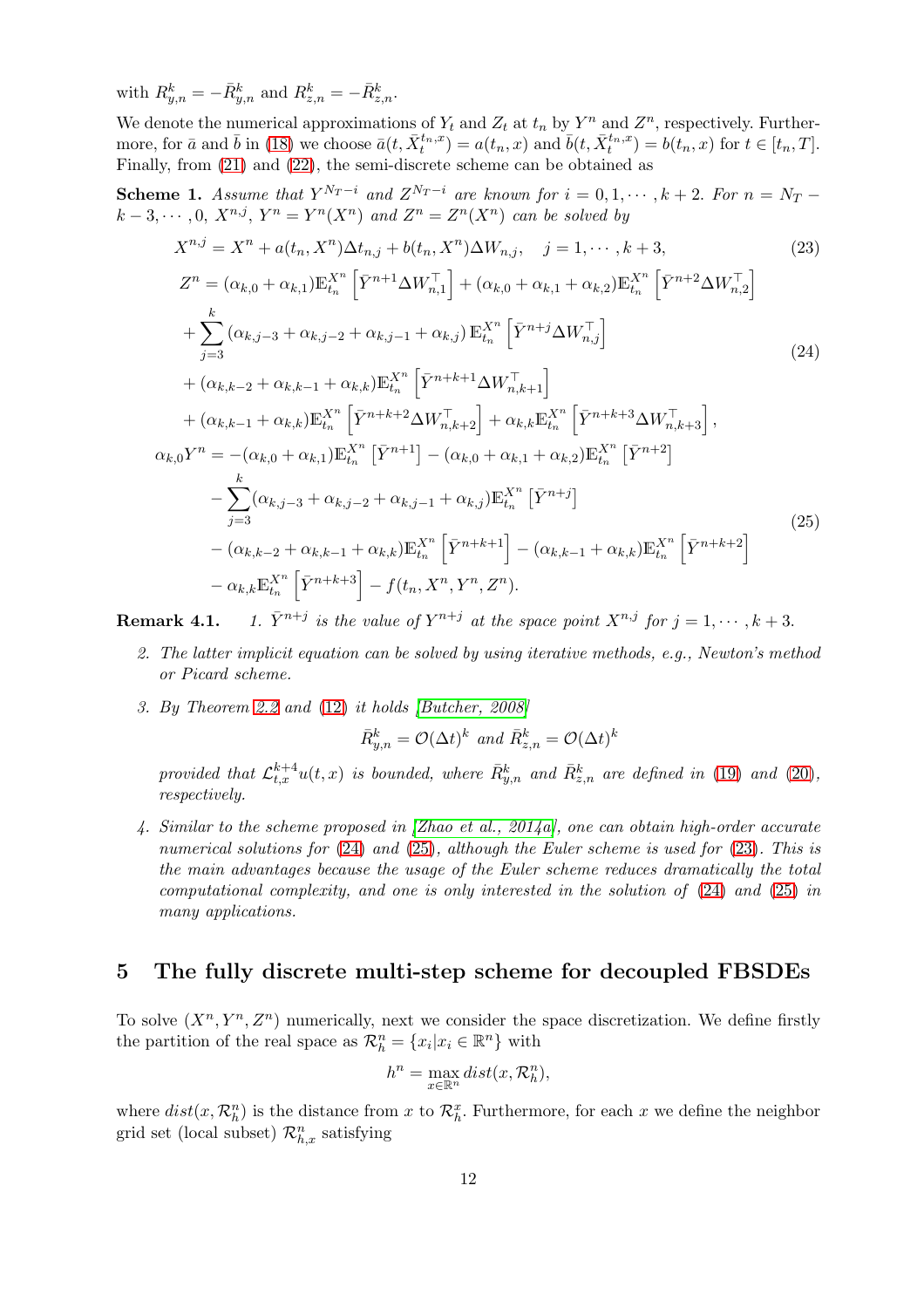with $R_{y,n}^k = -\bar{R}_{y,n}^k$ and $R_{z,n}^k = -\bar{R}_{z,n}^k$.

We denote the numerical approximations of $Y_t$ and $Z_t$ at $t_n$ by $Y^n$ and $Z^n$, respectively. Furthermore, for $\bar{a}$ and $\bar{b}$ in (18) we choose $\bar{a}(t, \bar{X}_t^{t_n,x}) = a(t_n, x)$ and $\bar{b}(t, \bar{X}_t^{t_n,x}) = b(t_n, x)$ for $t \in [t_n, T]$. Finally, from (21) and (22), the semi-discrete scheme can be obtained as

**Scheme 1.** *Assume that $Y^{N_T - i}$ and $Z^{N_T - i}$ are known for $i = 0, 1, \cdots, k+2$. For $n = N_T - k - 3, \cdots, 0$, $X^{n,j}$, $Y^n = Y^n(X^n)$ and $Z^n = Z^n(X^n)$ can be solved by*

$$X^{n,j} = X^n + a(t_n, X^n)\Delta t_{n,j} + b(t_n, X^n)\Delta W_{n,j}, \quad j = 1, \cdots, k+3, \tag{23}$$

$$\begin{aligned}
Z^n &= (\alpha_{k,0} + \alpha_{k,1})\mathbb{E}_{t_n}^{X^n}\left[\bar{Y}^{n+1}\Delta W_{n,1}^\top\right] + (\alpha_{k,0} + \alpha_{k,1} + \alpha_{k,2})\mathbb{E}_{t_n}^{X^n}\left[\bar{Y}^{n+2}\Delta W_{n,2}^\top\right] \\
&\quad + \sum_{j=3}^{k}\left(\alpha_{k,j-3} + \alpha_{k,j-2} + \alpha_{k,j-1} + \alpha_{k,j}\right)\mathbb{E}_{t_n}^{X^n}\left[\bar{Y}^{n+j}\Delta W_{n,j}^\top\right] \\
&\quad + (\alpha_{k,k-2} + \alpha_{k,k-1} + \alpha_{k,k})\mathbb{E}_{t_n}^{X^n}\left[\bar{Y}^{n+k+1}\Delta W_{n,k+1}^\top\right] \\
&\quad + (\alpha_{k,k-1} + \alpha_{k,k})\mathbb{E}_{t_n}^{X^n}\left[\bar{Y}^{n+k+2}\Delta W_{n,k+2}^\top\right] + \alpha_{k,k}\mathbb{E}_{t_n}^{X^n}\left[\bar{Y}^{n+k+3}\Delta W_{n,k+3}^\top\right],
\end{aligned} \tag{24}$$

$$\begin{aligned}
\alpha_{k,0}Y^n &= -(\alpha_{k,0} + \alpha_{k,1})\mathbb{E}_{t_n}^{X^n}\left[\bar{Y}^{n+1}\right] - (\alpha_{k,0} + \alpha_{k,1} + \alpha_{k,2})\mathbb{E}_{t_n}^{X^n}\left[\bar{Y}^{n+2}\right] \\
&\quad - \sum_{j=3}^{k}(\alpha_{k,j-3} + \alpha_{k,j-2} + \alpha_{k,j-1} + \alpha_{k,j})\mathbb{E}_{t_n}^{X^n}\left[\bar{Y}^{n+j}\right] \\
&\quad - (\alpha_{k,k-2} + \alpha_{k,k-1} + \alpha_{k,k})\mathbb{E}_{t_n}^{X^n}\left[\bar{Y}^{n+k+1}\right] - (\alpha_{k,k-1} + \alpha_{k,k})\mathbb{E}_{t_n}^{X^n}\left[\bar{Y}^{n+k+2}\right] \\
&\quad - \alpha_{k,k}\mathbb{E}_{t_n}^{X^n}\left[\bar{Y}^{n+k+3}\right] - f(t_n, X^n, Y^n, Z^n).
\end{aligned} \tag{25}$$

**Remark 4.1.**

1. *$\bar{Y}^{n+j}$ is the value of $Y^{n+j}$ at the space point $X^{n,j}$ for $j = 1, \cdots, k+3$.*
2. *The latter implicit equation can be solved by using iterative methods, e.g., Newton's method or Picard scheme.*
3. *By Theorem 2.2 and (12) it holds [Butcher, 2008]*

$$\bar{R}_{y,n}^k = \mathcal{O}(\Delta t)^k \text{ and } \bar{R}_{z,n}^k = \mathcal{O}(\Delta t)^k$$

*provided that $\mathcal{L}_{t,x}^{k+4}u(t,x)$ is bounded, where $\bar{R}_{y,n}^k$ and $\bar{R}_{z,n}^k$ are defined in (19) and (20), respectively.*

4. *Similar to the scheme proposed in [Zhao et al., 2014a], one can obtain high-order accurate numerical solutions for (24) and (25), although the Euler scheme is used for (23). This is the main advantages because the usage of the Euler scheme reduces dramatically the total computational complexity, and one is only interested in the solution of (24) and (25) in many applications.*

## 5 The fully discrete multi-step scheme for decoupled FBSDEs

To solve $(X^n, Y^n, Z^n)$ numerically, next we consider the space discretization. We define firstly the partition of the real space as $\mathcal{R}_h^n = \{x_i | x_i \in \mathbb{R}^n\}$ with

$$h^n = \max_{x \in \mathbb{R}^n} dist(x, \mathcal{R}_h^n),$$

where $dist(x, \mathcal{R}_h^n)$ is the distance from $x$ to $\mathcal{R}_h^x$. Furthermore, for each $x$ we define the neighbor grid set (local subset) $\mathcal{R}_{h,x}^n$ satisfying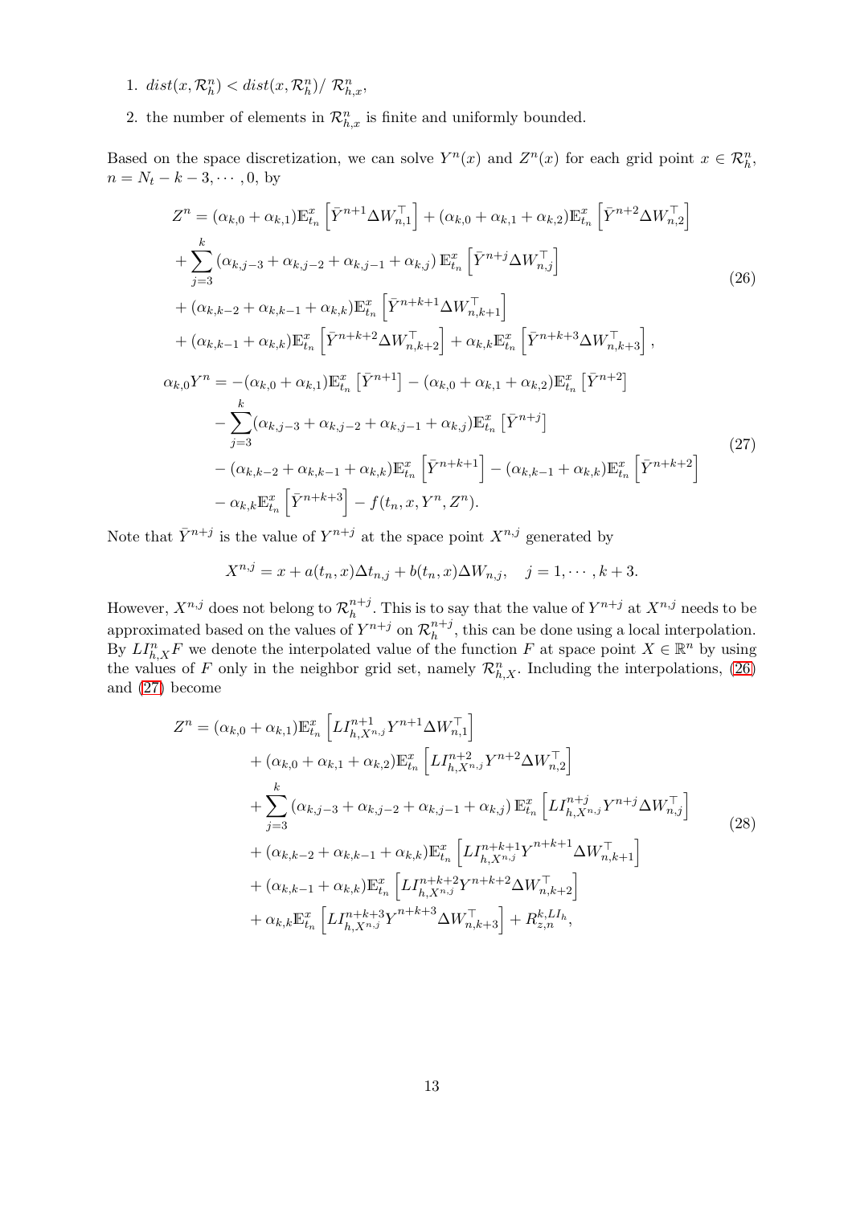1. $dist(x, \mathcal{R}_h^n) < dist(x, \mathcal{R}_h^n) / \ \mathcal{R}_{h,x}^n$,
2. the number of elements in $\mathcal{R}_{h,x}^n$ is finite and uniformly bounded.

Based on the space discretization, we can solve $Y^n(x)$ and $Z^n(x)$ for each grid point $x \in \mathcal{R}_h^n$, $n = N_t - k - 3, \cdots, 0$, by

$$
\begin{aligned}
Z^n = {} & (\alpha_{k,0} + \alpha_{k,1})\mathbb{E}_{t_n}^x \left[\bar{Y}^{n+1} \Delta W_{n,1}^\top\right] + (\alpha_{k,0} + \alpha_{k,1} + \alpha_{k,2})\mathbb{E}_{t_n}^x \left[\bar{Y}^{n+2} \Delta W_{n,2}^\top\right] \\
& + \sum_{j=3}^{k} \left(\alpha_{k,j-3} + \alpha_{k,j-2} + \alpha_{k,j-1} + \alpha_{k,j}\right) \mathbb{E}_{t_n}^x \left[\bar{Y}^{n+j} \Delta W_{n,j}^\top\right] \\
& + (\alpha_{k,k-2} + \alpha_{k,k-1} + \alpha_{k,k})\mathbb{E}_{t_n}^x \left[\bar{Y}^{n+k+1} \Delta W_{n,k+1}^\top\right] \\
& + (\alpha_{k,k-1} + \alpha_{k,k})\mathbb{E}_{t_n}^x \left[\bar{Y}^{n+k+2} \Delta W_{n,k+2}^\top\right] + \alpha_{k,k}\mathbb{E}_{t_n}^x \left[\bar{Y}^{n+k+3} \Delta W_{n,k+3}^\top\right],
\end{aligned}
\tag{26}
$$

$$
\begin{aligned}
\alpha_{k,0} Y^n = {} & -(\alpha_{k,0} + \alpha_{k,1})\mathbb{E}_{t_n}^x \left[\bar{Y}^{n+1}\right] - (\alpha_{k,0} + \alpha_{k,1} + \alpha_{k,2})\mathbb{E}_{t_n}^x \left[\bar{Y}^{n+2}\right] \\
& - \sum_{j=3}^{k} (\alpha_{k,j-3} + \alpha_{k,j-2} + \alpha_{k,j-1} + \alpha_{k,j})\mathbb{E}_{t_n}^x \left[\bar{Y}^{n+j}\right] \\
& - (\alpha_{k,k-2} + \alpha_{k,k-1} + \alpha_{k,k})\mathbb{E}_{t_n}^x \left[\bar{Y}^{n+k+1}\right] - (\alpha_{k,k-1} + \alpha_{k,k})\mathbb{E}_{t_n}^x \left[\bar{Y}^{n+k+2}\right] \\
& - \alpha_{k,k}\mathbb{E}_{t_n}^x \left[\bar{Y}^{n+k+3}\right] - f(t_n, x, Y^n, Z^n).
\end{aligned}
\tag{27}
$$

Note that $\bar{Y}^{n+j}$ is the value of $Y^{n+j}$ at the space point $X^{n,j}$ generated by

$$
X^{n,j} = x + a(t_n, x)\Delta t_{n,j} + b(t_n, x)\Delta W_{n,j}, \quad j = 1, \cdots, k+3.
$$

However, $X^{n,j}$ does not belong to $\mathcal{R}_h^{n+j}$. This is to say that the value of $Y^{n+j}$ at $X^{n,j}$ needs to be approximated based on the values of $Y^{n+j}$ on $\mathcal{R}_h^{n+j}$, this can be done using a local interpolation. By $LI_{h,X}^n F$ we denote the interpolated value of the function $F$ at space point $X \in \mathbb{R}^n$ by using the values of $F$ only in the neighbor grid set, namely $\mathcal{R}_{h,X}^n$. Including the interpolations, (26) and (27) become

$$
\begin{aligned}
Z^n = {} & (\alpha_{k,0} + \alpha_{k,1})\mathbb{E}_{t_n}^x \left[LI_{h,X^{n,j}}^{n+1} Y^{n+1} \Delta W_{n,1}^\top\right] \\
& + (\alpha_{k,0} + \alpha_{k,1} + \alpha_{k,2})\mathbb{E}_{t_n}^x \left[LI_{h,X^{n,j}}^{n+2} Y^{n+2} \Delta W_{n,2}^\top\right] \\
& + \sum_{j=3}^{k} \left(\alpha_{k,j-3} + \alpha_{k,j-2} + \alpha_{k,j-1} + \alpha_{k,j}\right) \mathbb{E}_{t_n}^x \left[LI_{h,X^{n,j}}^{n+j} Y^{n+j} \Delta W_{n,j}^\top\right] \\
& + (\alpha_{k,k-2} + \alpha_{k,k-1} + \alpha_{k,k})\mathbb{E}_{t_n}^x \left[LI_{h,X^{n,j}}^{n+k+1} Y^{n+k+1} \Delta W_{n,k+1}^\top\right] \\
& + (\alpha_{k,k-1} + \alpha_{k,k})\mathbb{E}_{t_n}^x \left[LI_{h,X^{n,j}}^{n+k+2} Y^{n+k+2} \Delta W_{n,k+2}^\top\right] \\
& + \alpha_{k,k}\mathbb{E}_{t_n}^x \left[LI_{h,X^{n,j}}^{n+k+3} Y^{n+k+3} \Delta W_{n,k+3}^\top\right] + R_{z,n}^{k,LI_h},
\end{aligned}
\tag{28}
$$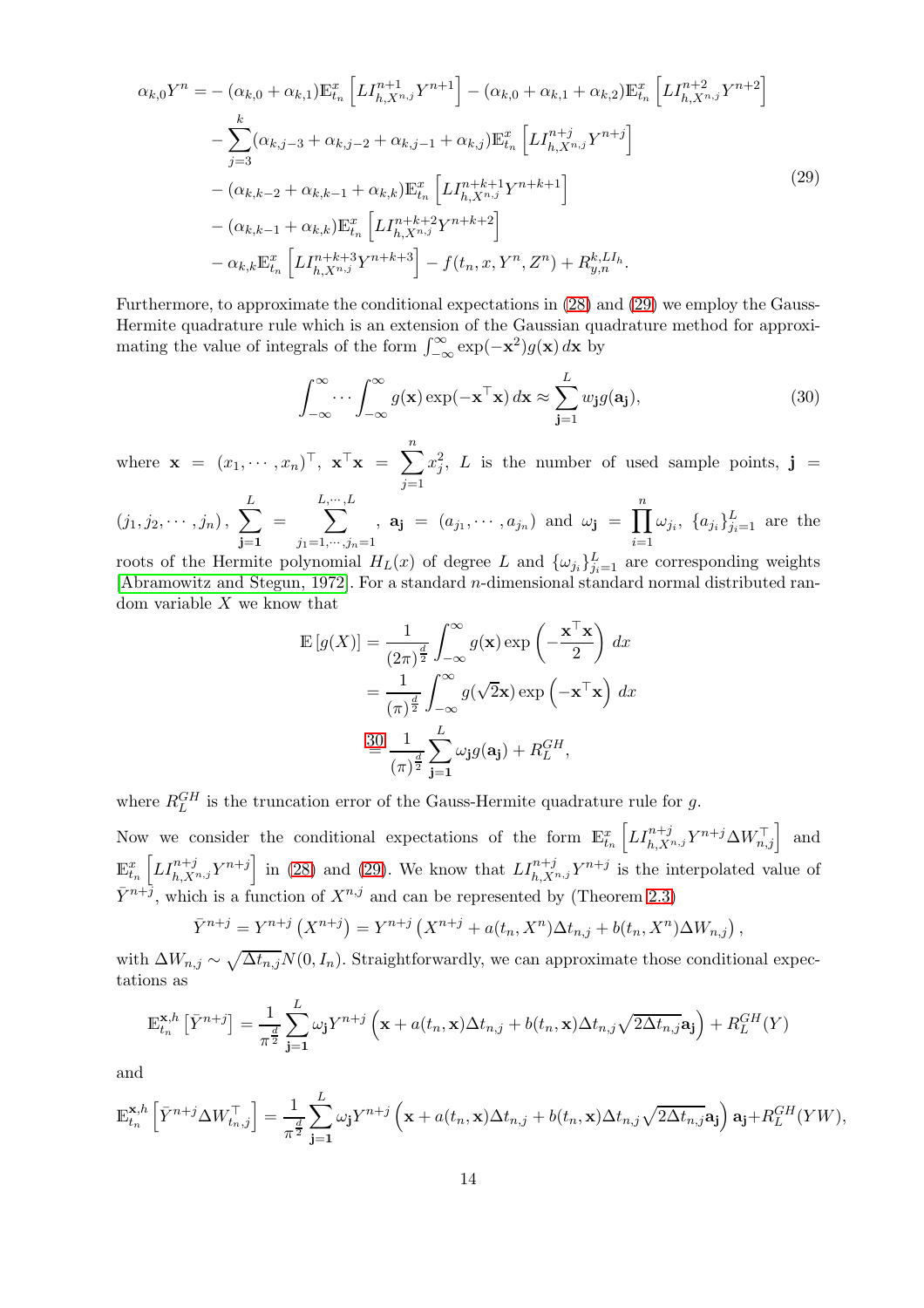$$
\begin{aligned}
\alpha_{k,0} Y^n = & -(\alpha_{k,0}+\alpha_{k,1})\mathbb{E}_{t_n}^{x}\left[LI_{h,X^{n,j}}^{n+1} Y^{n+1}\right] - (\alpha_{k,0}+\alpha_{k,1}+\alpha_{k,2})\mathbb{E}_{t_n}^{x}\left[LI_{h,X^{n,j}}^{n+2} Y^{n+2}\right] \\
& - \sum_{j=3}^{k} (\alpha_{k,j-3}+\alpha_{k,j-2}+\alpha_{k,j-1}+\alpha_{k,j})\mathbb{E}_{t_n}^{x}\left[LI_{h,X^{n,j}}^{n+j} Y^{n+j}\right] \\
& - (\alpha_{k,k-2}+\alpha_{k,k-1}+\alpha_{k,k})\mathbb{E}_{t_n}^{x}\left[LI_{h,X^{n,j}}^{n+k+1} Y^{n+k+1}\right] \\
& - (\alpha_{k,k-1}+\alpha_{k,k})\mathbb{E}_{t_n}^{x}\left[LI_{h,X^{n,j}}^{n+k+2} Y^{n+k+2}\right] \\
& - \alpha_{k,k}\mathbb{E}_{t_n}^{x}\left[LI_{h,X^{n,j}}^{n+k+3} Y^{n+k+3}\right] - f(t_n, x, Y^n, Z^n) + R_{y,n}^{k,LI_h}.
\end{aligned}
\tag{29}
$$

Furthermore, to approximate the conditional expectations in (28) and (29) we employ the Gauss-Hermite quadrature rule which is an extension of the Gaussian quadrature method for approximating the value of integrals of the form $\int_{-\infty}^{\infty} \exp(-\mathbf{x}^2) g(\mathbf{x})\, d\mathbf{x}$ by

$$
\int_{-\infty}^{\infty} \cdots \int_{-\infty}^{\infty} g(\mathbf{x}) \exp(-\mathbf{x}^\top \mathbf{x})\, d\mathbf{x} \approx \sum_{\mathbf{j}=1}^{L} w_{\mathbf{j}} g(\mathbf{a}_{\mathbf{j}}),
\tag{30}
$$

where $\mathbf{x} = (x_1, \cdots, x_n)^\top$, $\mathbf{x}^\top \mathbf{x} = \sum_{j=1}^{n} x_j^2$, $L$ is the number of used sample points, $\mathbf{j} = (j_1, j_2, \cdots, j_n)$, $\sum_{\mathbf{j}=\mathbf{1}}^{L} = \sum_{j_1=1,\cdots,j_n=1}^{L,\cdots,L}$, $\mathbf{a}_{\mathbf{j}} = (a_{j_1}, \cdots, a_{j_n})$ and $\omega_{\mathbf{j}} = \prod_{i=1}^{n} \omega_{j_i}$, $\{a_{j_i}\}_{j_i=1}^{L}$ are the roots of the Hermite polynomial $H_L(x)$ of degree $L$ and $\{\omega_{j_i}\}_{j_i=1}^{L}$ are corresponding weights [Abramowitz and Stegun, 1972]. For a standard $n$-dimensional standard normal distributed random variable $X$ we know that

$$
\begin{aligned}
\mathbb{E}\left[g(X)\right] &= \frac{1}{(2\pi)^{\frac{d}{2}}} \int_{-\infty}^{\infty} g(\mathbf{x}) \exp\left(-\frac{\mathbf{x}^\top \mathbf{x}}{2}\right)\, dx \\
&= \frac{1}{(\pi)^{\frac{d}{2}}} \int_{-\infty}^{\infty} g(\sqrt{2}\mathbf{x}) \exp\left(-\mathbf{x}^\top \mathbf{x}\right)\, dx \\
&\overset{30}{=} \frac{1}{(\pi)^{\frac{d}{2}}} \sum_{\mathbf{j}=\mathbf{1}}^{L} \omega_{\mathbf{j}} g(\mathbf{a}_{\mathbf{j}}) + R_L^{GH},
\end{aligned}
$$

where $R_L^{GH}$ is the truncation error of the Gauss-Hermite quadrature rule for $g$.

Now we consider the conditional expectations of the form $\mathbb{E}_{t_n}^{x}\left[LI_{h,X^{n,j}}^{n+j} Y^{n+j} \Delta W_{n,j}^\top\right]$ and $\mathbb{E}_{t_n}^{x}\left[LI_{h,X^{n,j}}^{n+j} Y^{n+j}\right]$ in (28) and (29). We know that $LI_{h,X^{n,j}}^{n+j} Y^{n+j}$ is the interpolated value of $\bar{Y}^{n+j}$, which is a function of $X^{n,j}$ and can be represented by (Theorem 2.3)

$$
\bar{Y}^{n+j} = Y^{n+j}\left(X^{n+j}\right) = Y^{n+j}\left(X^{n+j} + a(t_n, X^n)\Delta t_{n,j} + b(t_n, X^n)\Delta W_{n,j}\right),
$$

with $\Delta W_{n,j} \sim \sqrt{\Delta t_{n,j}} N(0, I_n)$. Straightforwardly, we can approximate those conditional expectations as

$$
\mathbb{E}_{t_n}^{\mathbf{x},h}\left[\bar{Y}^{n+j}\right] = \frac{1}{\pi^{\frac{d}{2}}} \sum_{\mathbf{j}=\mathbf{1}}^{L} \omega_{\mathbf{j}} Y^{n+j}\left(\mathbf{x} + a(t_n, \mathbf{x})\Delta t_{n,j} + b(t_n, \mathbf{x})\Delta t_{n,j} \sqrt{2\Delta t_{n,j}}\mathbf{a}_{\mathbf{j}}\right) + R_L^{GH}(Y)
$$

and

$$
\mathbb{E}_{t_n}^{\mathbf{x},h}\left[\bar{Y}^{n+j} \Delta W_{t_n,j}^\top\right] = \frac{1}{\pi^{\frac{d}{2}}} \sum_{\mathbf{j}=\mathbf{1}}^{L} \omega_{\mathbf{j}} Y^{n+j}\left(\mathbf{x} + a(t_n, \mathbf{x})\Delta t_{n,j} + b(t_n, \mathbf{x})\Delta t_{n,j} \sqrt{2\Delta t_{n,j}}\mathbf{a}_{\mathbf{j}}\right) \mathbf{a}_{\mathbf{j}} + R_L^{GH}(YW),
$$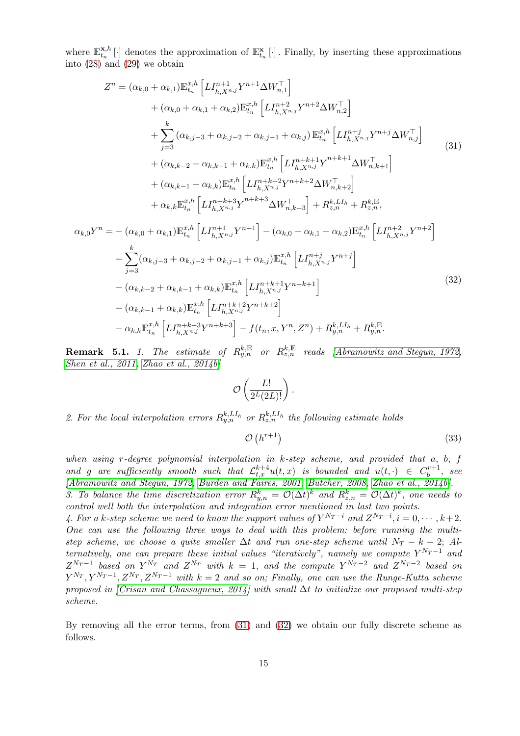where $\mathbb{E}_{t_n}^{\mathbf{x},h}[\cdot]$ denotes the approximation of $\mathbb{E}_{t_n}^{\mathbf{x}}[\cdot]$. Finally, by inserting these approximations into (28) and (29) we obtain

$$
\begin{aligned}
Z^n = & (\alpha_{k,0}+\alpha_{k,1})\mathbb{E}_{t_n}^{x,h}\left[LI_{h,X^{n,j}}^{n+1}Y^{n+1}\Delta W_{n,1}^{\top}\right] \\
& + (\alpha_{k,0}+\alpha_{k,1}+\alpha_{k,2})\mathbb{E}_{t_n}^{x,h}\left[LI_{h,X^{n,j}}^{n+2}Y^{n+2}\Delta W_{n,2}^{\top}\right] \\
& + \sum_{j=3}^{k}\left(\alpha_{k,j-3}+\alpha_{k,j-2}+\alpha_{k,j-1}+\alpha_{k,j}\right)\mathbb{E}_{t_n}^{x,h}\left[LI_{h,X^{n,j}}^{n+j}Y^{n+j}\Delta W_{n,j}^{\top}\right] \\
& + (\alpha_{k,k-2}+\alpha_{k,k-1}+\alpha_{k,k})\mathbb{E}_{t_n}^{x,h}\left[LI_{h,X^{n,j}}^{n+k+1}Y^{n+k+1}\Delta W_{n,k+1}^{\top}\right] \\
& + (\alpha_{k,k-1}+\alpha_{k,k})\mathbb{E}_{t_n}^{x,h}\left[LI_{h,X^{n,j}}^{n+k+2}Y^{n+k+2}\Delta W_{n,k+2}^{\top}\right] \\
& + \alpha_{k,k}\mathbb{E}_{t_n}^{x,h}\left[LI_{h,X^{n,j}}^{n+k+3}Y^{n+k+3}\Delta W_{n,k+3}^{\top}\right] + R_{z,n}^{k,LI_h} + R_{z,n}^{k,\mathbb{E}},
\end{aligned}
\tag{31}
$$

$$
\begin{aligned}
\alpha_{k,0}Y^n = & -(\alpha_{k,0}+\alpha_{k,1})\mathbb{E}_{t_n}^{x,h}\left[LI_{h,X^{n,j}}^{n+1}Y^{n+1}\right] - (\alpha_{k,0}+\alpha_{k,1}+\alpha_{k,2})\mathbb{E}_{t_n}^{x,h}\left[LI_{h,X^{n,j}}^{n+2}Y^{n+2}\right] \\
& - \sum_{j=3}^{k}(\alpha_{k,j-3}+\alpha_{k,j-2}+\alpha_{k,j-1}+\alpha_{k,j})\mathbb{E}_{t_n}^{x,h}\left[LI_{h,X^{n,j}}^{n+j}Y^{n+j}\right] \\
& - (\alpha_{k,k-2}+\alpha_{k,k-1}+\alpha_{k,k})\mathbb{E}_{t_n}^{x,h}\left[LI_{h,X^{n,j}}^{n+k+1}Y^{n+k+1}\right] \\
& - (\alpha_{k,k-1}+\alpha_{k,k})\mathbb{E}_{t_n}^{x,h}\left[LI_{h,X^{n,j}}^{n+k+2}Y^{n+k+2}\right] \\
& - \alpha_{k,k}\mathbb{E}_{t_n}^{x,h}\left[LI_{h,X^{n,j}}^{n+k+3}Y^{n+k+3}\right] - f(t_n,x,Y^n,Z^n) + R_{y,n}^{k,LI_h} + R_{y,n}^{k,\mathbb{E}}.
\end{aligned}
\tag{32}
$$

**Remark 5.1.** *1. The estimate of $R_{y,n}^{k,\mathbb{E}}$ or $R_{z,n}^{k,\mathbb{E}}$ reads [Abramowitz and Stegun, 1972, Shen et al., 2011, Zhao et al., 2014b]*

$$
\mathcal{O}\left(\frac{L!}{2^L(2L)!}\right).
$$

*2. For the local interpolation errors $R_{y,n}^{k,LI_h}$ or $R_{z,n}^{k,LI_h}$ the following estimate holds*

$$
\mathcal{O}\left(h^{r+1}\right)
\tag{33}
$$

*when using $r$-degree polynomial interpolation in $k$-step scheme, and provided that $a$, $b$, $f$ and $g$ are sufficiently smooth such that $\mathcal{L}_{t,x}^{k+4}u(t,x)$ is bounded and $u(t,\cdot) \in C_b^{r+1}$, see [Abramowitz and Stegun, 1972, Burden and Faires, 2001, Butcher, 2008, Zhao et al., 2014b].*

*3. To balance the time discretization error $R_{y,n}^k = \mathcal{O}(\Delta t)^k$ and $R_{z,n}^k = \mathcal{O}(\Delta t)^k$, one needs to control well both the interpolation and integration error mentioned in last two points.*

*4. For a $k$-step scheme we need to know the support values of $Y^{N_T-i}$ and $Z^{N_T-i}, i = 0,\cdots,k+2$. One can use the following three ways to deal with this problem: before running the multi-step scheme, we choose a quite smaller $\Delta t$ and run one-step scheme until $N_T-k-2$; Alternatively, one can prepare these initial values "iteratively", namely we compute $Y^{N_T-1}$ and $Z^{N_T-1}$ based on $Y^{N_T}$ and $Z^{N_T}$ with $k=1$, and the compute $Y^{N_T-2}$ and $Z^{N_T-2}$ based on $Y^{N_T}, Y^{N_T-1}, Z^{N_T}, Z^{N_T-1}$ with $k=2$ and so on; Finally, one can use the Runge-Kutta scheme proposed in [Crisan and Chassagneux, 2014] with small $\Delta t$ to initialize our proposed multi-step scheme.*

By removing all the error terms, from (31) and (32) we obtain our fully discrete scheme as follows.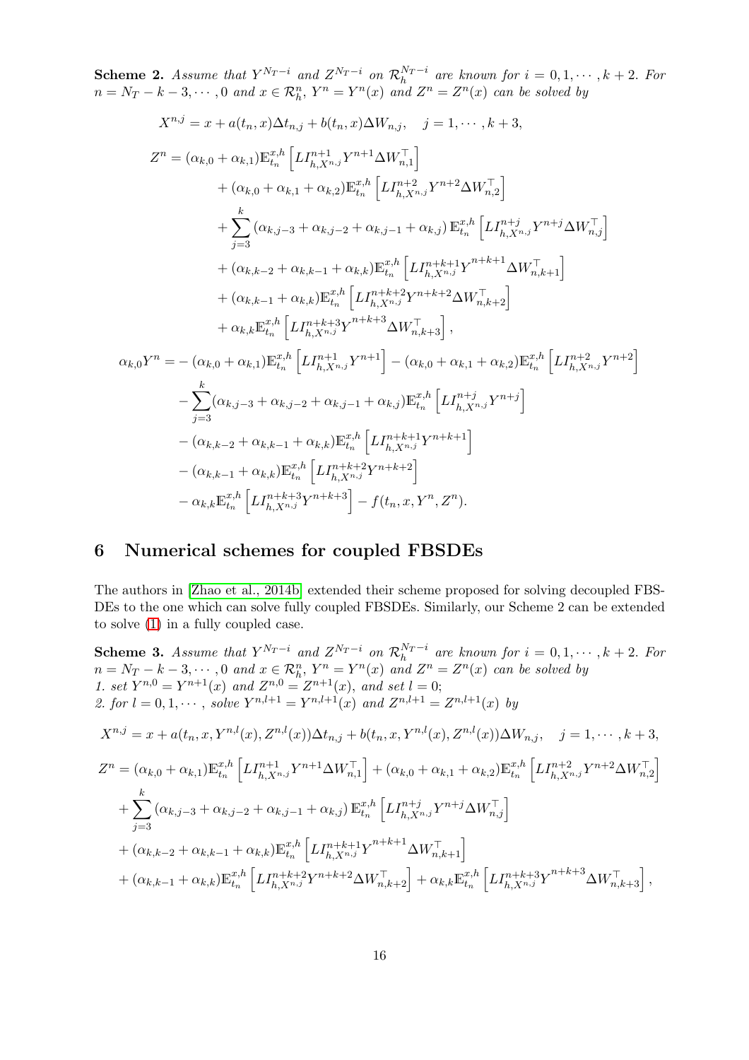**Scheme 2.** *Assume that $Y^{N_T-i}$ and $Z^{N_T-i}$ on $\mathcal{R}_h^{N_T-i}$ are known for $i=0,1,\cdots,k+2$. For $n=N_T-k-3,\cdots,0$ and $x\in\mathcal{R}_h^n$, $Y^n=Y^n(x)$ and $Z^n=Z^n(x)$ can be solved by*

$$
\begin{aligned}
X^{n,j} &= x + a(t_n,x)\Delta t_{n,j} + b(t_n,x)\Delta W_{n,j}, \quad j=1,\cdots,k+3,\\
Z^n &= (\alpha_{k,0}+\alpha_{k,1})\mathbb{E}_{t_n}^{x,h}\left[LI_{h,X^{n,j}}^{n+1}Y^{n+1}\Delta W_{n,1}^\top\right]\\
&\quad + (\alpha_{k,0}+\alpha_{k,1}+\alpha_{k,2})\mathbb{E}_{t_n}^{x,h}\left[LI_{h,X^{n,j}}^{n+2}Y^{n+2}\Delta W_{n,2}^\top\right]\\
&\quad + \sum_{j=3}^{k}\left(\alpha_{k,j-3}+\alpha_{k,j-2}+\alpha_{k,j-1}+\alpha_{k,j}\right)\mathbb{E}_{t_n}^{x,h}\left[LI_{h,X^{n,j}}^{n+j}Y^{n+j}\Delta W_{n,j}^\top\right]\\
&\quad + (\alpha_{k,k-2}+\alpha_{k,k-1}+\alpha_{k,k})\mathbb{E}_{t_n}^{x,h}\left[LI_{h,X^{n,j}}^{n+k+1}Y^{n+k+1}\Delta W_{n,k+1}^\top\right]\\
&\quad + (\alpha_{k,k-1}+\alpha_{k,k})\mathbb{E}_{t_n}^{x,h}\left[LI_{h,X^{n,j}}^{n+k+2}Y^{n+k+2}\Delta W_{n,k+2}^\top\right]\\
&\quad + \alpha_{k,k}\mathbb{E}_{t_n}^{x,h}\left[LI_{h,X^{n,j}}^{n+k+3}Y^{n+k+3}\Delta W_{n,k+3}^\top\right],\\
\alpha_{k,0}Y^n &= -(\alpha_{k,0}+\alpha_{k,1})\mathbb{E}_{t_n}^{x,h}\left[LI_{h,X^{n,j}}^{n+1}Y^{n+1}\right] - (\alpha_{k,0}+\alpha_{k,1}+\alpha_{k,2})\mathbb{E}_{t_n}^{x,h}\left[LI_{h,X^{n,j}}^{n+2}Y^{n+2}\right]\\
&\quad - \sum_{j=3}^{k}(\alpha_{k,j-3}+\alpha_{k,j-2}+\alpha_{k,j-1}+\alpha_{k,j})\mathbb{E}_{t_n}^{x,h}\left[LI_{h,X^{n,j}}^{n+j}Y^{n+j}\right]\\
&\quad - (\alpha_{k,k-2}+\alpha_{k,k-1}+\alpha_{k,k})\mathbb{E}_{t_n}^{x,h}\left[LI_{h,X^{n,j}}^{n+k+1}Y^{n+k+1}\right]\\
&\quad - (\alpha_{k,k-1}+\alpha_{k,k})\mathbb{E}_{t_n}^{x,h}\left[LI_{h,X^{n,j}}^{n+k+2}Y^{n+k+2}\right]\\
&\quad - \alpha_{k,k}\mathbb{E}_{t_n}^{x,h}\left[LI_{h,X^{n,j}}^{n+k+3}Y^{n+k+3}\right] - f(t_n,x,Y^n,Z^n).
\end{aligned}
$$

## 6 Numerical schemes for coupled FBSDEs

The authors in [Zhao et al., 2014b] extended their scheme proposed for solving decoupled FBSDEs to the one which can solve fully coupled FBSDEs. Similarly, our Scheme 2 can be extended to solve (1) in a fully coupled case.

**Scheme 3.** *Assume that $Y^{N_T-i}$ and $Z^{N_T-i}$ on $\mathcal{R}_h^{N_T-i}$ are known for $i=0,1,\cdots,k+2$. For $n=N_T-k-3,\cdots,0$ and $x\in\mathcal{R}_h^n$, $Y^n=Y^n(x)$ and $Z^n=Z^n(x)$ can be solved by*
*1. set $Y^{n,0}=Y^{n+1}(x)$ and $Z^{n,0}=Z^{n+1}(x)$, and set $l=0$;*
*2. for $l=0,1,\cdots$, solve $Y^{n,l+1}=Y^{n,l+1}(x)$ and $Z^{n,l+1}=Z^{n,l+1}(x)$ by*

$$
\begin{aligned}
&X^{n,j} = x + a(t_n,x,Y^{n,l}(x),Z^{n,l}(x))\Delta t_{n,j} + b(t_n,x,Y^{n,l}(x),Z^{n,l}(x))\Delta W_{n,j}, \quad j=1,\cdots,k+3,\\
&Z^n = (\alpha_{k,0}+\alpha_{k,1})\mathbb{E}_{t_n}^{x,h}\left[LI_{h,X^{n,j}}^{n+1}Y^{n+1}\Delta W_{n,1}^\top\right] + (\alpha_{k,0}+\alpha_{k,1}+\alpha_{k,2})\mathbb{E}_{t_n}^{x,h}\left[LI_{h,X^{n,j}}^{n+2}Y^{n+2}\Delta W_{n,2}^\top\right]\\
&\quad + \sum_{j=3}^{k}\left(\alpha_{k,j-3}+\alpha_{k,j-2}+\alpha_{k,j-1}+\alpha_{k,j}\right)\mathbb{E}_{t_n}^{x,h}\left[LI_{h,X^{n,j}}^{n+j}Y^{n+j}\Delta W_{n,j}^\top\right]\\
&\quad + (\alpha_{k,k-2}+\alpha_{k,k-1}+\alpha_{k,k})\mathbb{E}_{t_n}^{x,h}\left[LI_{h,X^{n,j}}^{n+k+1}Y^{n+k+1}\Delta W_{n,k+1}^\top\right]\\
&\quad + (\alpha_{k,k-1}+\alpha_{k,k})\mathbb{E}_{t_n}^{x,h}\left[LI_{h,X^{n,j}}^{n+k+2}Y^{n+k+2}\Delta W_{n,k+2}^\top\right] + \alpha_{k,k}\mathbb{E}_{t_n}^{x,h}\left[LI_{h,X^{n,j}}^{n+k+3}Y^{n+k+3}\Delta W_{n,k+3}^\top\right],
\end{aligned}
$$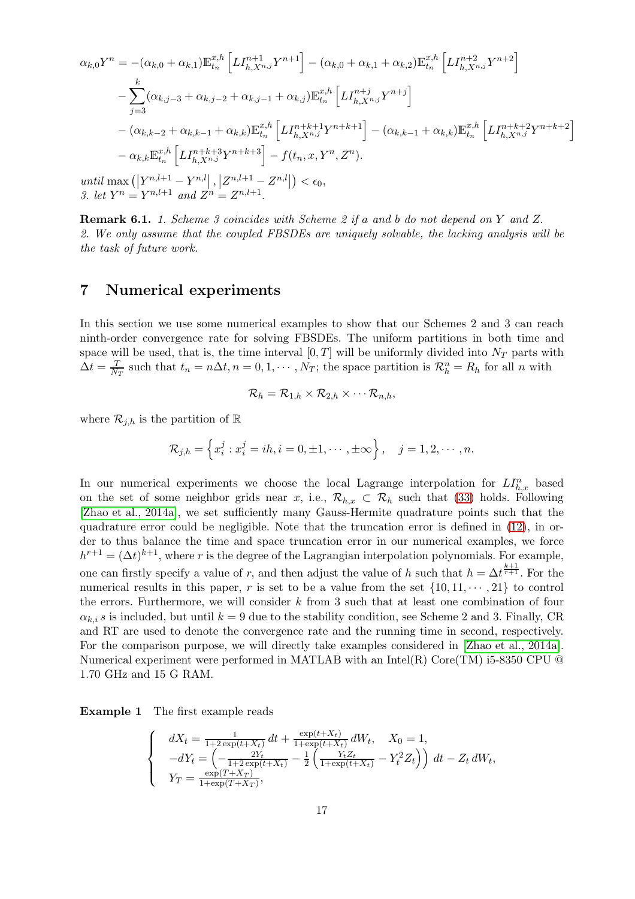$$
\begin{aligned}
\alpha_{k,0}Y^n = &-(\alpha_{k,0}+\alpha_{k,1})\mathbb{E}_{t_n}^{x,h}\left[LI_{h,X^{n,j}}^{n+1}Y^{n+1}\right] - (\alpha_{k,0}+\alpha_{k,1}+\alpha_{k,2})\mathbb{E}_{t_n}^{x,h}\left[LI_{h,X^{n,j}}^{n+2}Y^{n+2}\right] \\
&- \sum_{j=3}^{k}(\alpha_{k,j-3}+\alpha_{k,j-2}+\alpha_{k,j-1}+\alpha_{k,j})\mathbb{E}_{t_n}^{x,h}\left[LI_{h,X^{n,j}}^{n+j}Y^{n+j}\right] \\
&- (\alpha_{k,k-2}+\alpha_{k,k-1}+\alpha_{k,k})\mathbb{E}_{t_n}^{x,h}\left[LI_{h,X^{n,j}}^{n+k+1}Y^{n+k+1}\right] - (\alpha_{k,k-1}+\alpha_{k,k})\mathbb{E}_{t_n}^{x,h}\left[LI_{h,X^{n,j}}^{n+k+2}Y^{n+k+2}\right] \\
&- \alpha_{k,k}\mathbb{E}_{t_n}^{x,h}\left[LI_{h,X^{n,j}}^{n+k+3}Y^{n+k+3}\right] - f(t_n,x,Y^n,Z^n).
\end{aligned}
$$

*until* $\max\left(\left|Y^{n,l+1}-Y^{n,l}\right|,\left|Z^{n,l+1}-Z^{n,l}\right|\right)<\epsilon_0$,
*3. let* $Y^n = Y^{n,l+1}$ *and* $Z^n = Z^{n,l+1}$.

**Remark 6.1.** *1. Scheme 3 coincides with Scheme 2 if a and b do not depend on Y and Z.*
*2. We only assume that the coupled FBSDEs are uniquely solvable, the lacking analysis will be the task of future work.*

## 7 Numerical experiments

In this section we use some numerical examples to show that our Schemes 2 and 3 can reach ninth-order convergence rate for solving FBSDEs. The uniform partitions in both time and space will be used, that is, the time interval $[0,T]$ will be uniformly divided into $N_T$ parts with $\Delta t = \frac{T}{N_T}$ such that $t_n = n\Delta t, n = 0,1,\cdots,N_T$; the space partition is $\mathcal{R}_h^n = R_h$ for all $n$ with

$$
\mathcal{R}_h = \mathcal{R}_{1,h}\times\mathcal{R}_{2,h}\times\cdots\mathcal{R}_{n,h},
$$

where $\mathcal{R}_{j,h}$ is the partition of $\mathbb{R}$

$$
\mathcal{R}_{j,h} = \left\{x_i^j : x_i^j = ih, i = 0,\pm1,\cdots,\pm\infty\right\},\quad j = 1,2,\cdots,n.
$$

In our numerical experiments we choose the local Lagrange interpolation for $LI_{h,x}^n$ based on the set of some neighbor grids near $x$, i.e., $\mathcal{R}_{h,x}\subset\mathcal{R}_h$ such that (33) holds. Following [Zhao et al., 2014a], we set sufficiently many Gauss-Hermite quadrature points such that the quadrature error could be negligible. Note that the truncation error is defined in (12), in order to thus balance the time and space truncation error in our numerical examples, we force $h^{r+1} = (\Delta t)^{k+1}$, where $r$ is the degree of the Lagrangian interpolation polynomials. For example, one can firstly specify a value of $r$, and then adjust the value of $h$ such that $h = \Delta t^{\frac{k+1}{r+1}}$. For the numerical results in this paper, $r$ is set to be a value from the set $\{10,11,\cdots,21\}$ to control the errors. Furthermore, we will consider $k$ from 3 such that at least one combination of four $\alpha_{k,i}\,s$ is included, but until $k=9$ due to the stability condition, see Scheme 2 and 3. Finally, CR and RT are used to denote the convergence rate and the running time in second, respectively. For the comparison purpose, we will directly take examples considered in [Zhao et al., 2014a]. Numerical experiment were performed in MATLAB with an Intel(R) Core(TM) i5-8350 CPU @ 1.70 GHz and 15 G RAM.

**Example 1** The first example reads

$$
\begin{cases}
dX_t = \frac{1}{1+2\exp(t+X_t)}\,dt + \frac{\exp(t+X_t)}{1+\exp(t+X_t)}\,dW_t, \quad X_0 = 1,\\
-dY_t = \left(-\frac{2Y_t}{1+2\exp(t+X_t)} - \frac{1}{2}\left(\frac{Y_tZ_t}{1+\exp(t+X_t)} - Y_t^2 Z_t\right)\right)\,dt - Z_t\,dW_t,\\
Y_T = \frac{\exp(T+X_T)}{1+\exp(T+X_T)},
\end{cases}
$$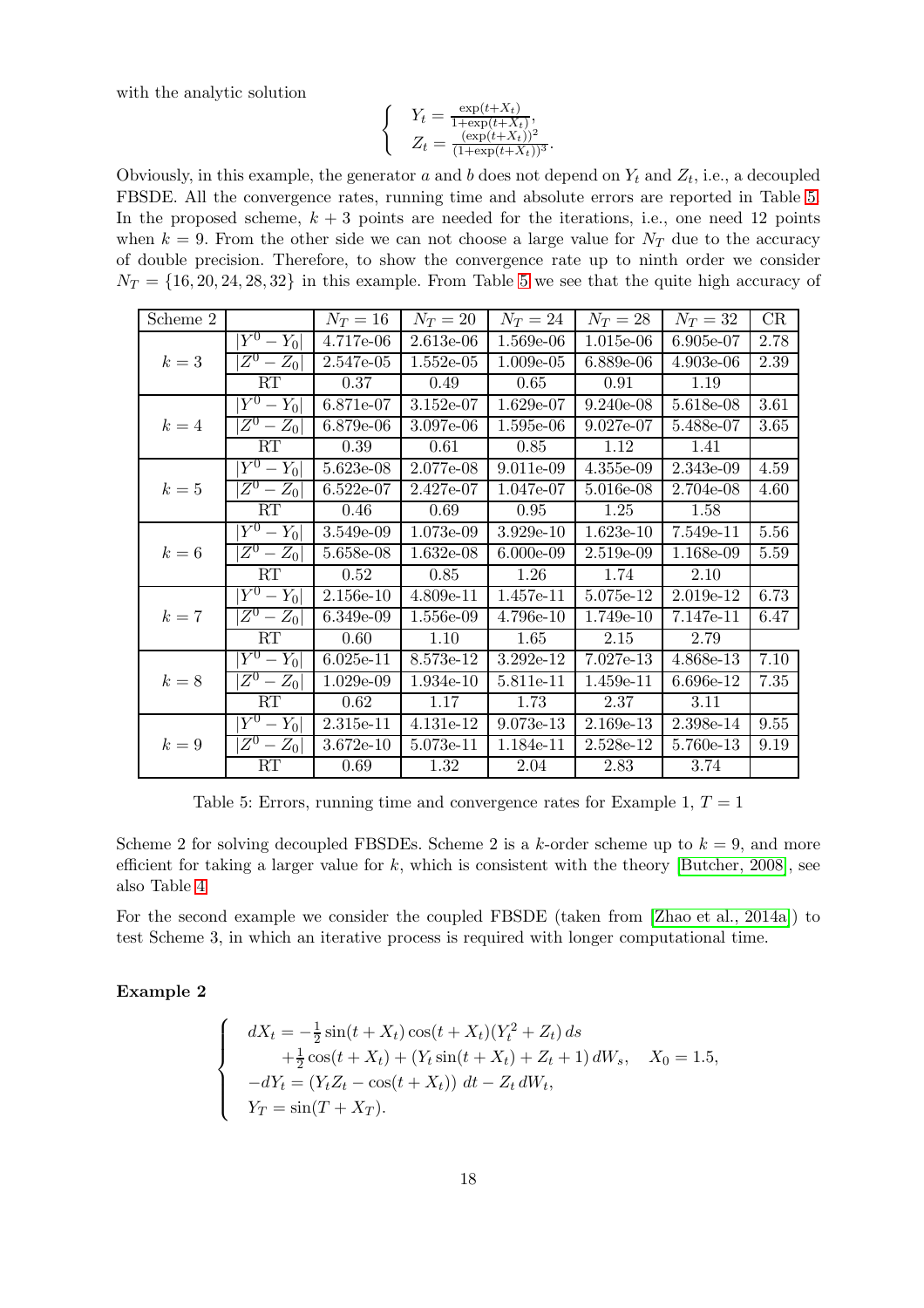with the analytic solution

$$
\begin{cases}
Y_t = \frac{\exp(t+X_t)}{1+\exp(t+X_t)}, \\
Z_t = \frac{(\exp(t+X_t))^2}{(1+\exp(t+X_t))^3}.
\end{cases}
$$

Obviously, in this example, the generator $a$ and $b$ does not depend on $Y_t$ and $Z_t$, i.e., a decoupled FBSDE. All the convergence rates, running time and absolute errors are reported in Table 5. In the proposed scheme, $k+3$ points are needed for the iterations, i.e., one need 12 points when $k=9$. From the other side we can not choose a large value for $N_T$ due to the accuracy of double precision. Therefore, to show the convergence rate up to ninth order we consider $N_T = \{16, 20, 24, 28, 32\}$ in this example. From Table 5 we see that the quite high accuracy of Scheme 2 for solving decoupled FBSDEs. Scheme 2 is a $k$-order scheme up to $k=9$, and more efficient for taking a larger value for $k$, which is consistent with the theory [Butcher, 2008], see also Table 4.

| Scheme 2 | | $N_T = 16$ | $N_T = 20$ | $N_T = 24$ | $N_T = 28$ | $N_T = 32$ | CR |
|---|---|---|---|---|---|---|---|
| $k=3$ | $\lvert Y^0 - Y_0\rvert$ | 4.717e-06 | 2.613e-06 | 1.569e-06 | 1.015e-06 | 6.905e-07 | 2.78 |
| | $\lvert Z^0 - Z_0\rvert$ | 2.547e-05 | 1.552e-05 | 1.009e-05 | 6.889e-06 | 4.903e-06 | 2.39 |
| | RT | 0.37 | 0.49 | 0.65 | 0.91 | 1.19 | |
| $k=4$ | $\lvert Y^0 - Y_0\rvert$ | 6.871e-07 | 3.152e-07 | 1.629e-07 | 9.240e-08 | 5.618e-08 | 3.61 |
| | $\lvert Z^0 - Z_0\rvert$ | 6.879e-06 | 3.097e-06 | 1.595e-06 | 9.027e-07 | 5.488e-07 | 3.65 |
| | RT | 0.39 | 0.61 | 0.85 | 1.12 | 1.41 | |
| $k=5$ | $\lvert Y^0 - Y_0\rvert$ | 5.623e-08 | 2.077e-08 | 9.011e-09 | 4.355e-09 | 2.343e-09 | 4.59 |
| | $\lvert Z^0 - Z_0\rvert$ | 6.522e-07 | 2.427e-07 | 1.047e-07 | 5.016e-08 | 2.704e-08 | 4.60 |
| | RT | 0.46 | 0.69 | 0.95 | 1.25 | 1.58 | |
| $k=6$ | $\lvert Y^0 - Y_0\rvert$ | 3.549e-09 | 1.073e-09 | 3.929e-10 | 1.623e-10 | 7.549e-11 | 5.56 |
| | $\lvert Z^0 - Z_0\rvert$ | 5.658e-08 | 1.632e-08 | 6.000e-09 | 2.519e-09 | 1.168e-09 | 5.59 |
| | RT | 0.52 | 0.85 | 1.26 | 1.74 | 2.10 | |
| $k=7$ | $\lvert Y^0 - Y_0\rvert$ | 2.156e-10 | 4.809e-11 | 1.457e-11 | 5.075e-12 | 2.019e-12 | 6.73 |
| | $\lvert Z^0 - Z_0\rvert$ | 6.349e-09 | 1.556e-09 | 4.796e-10 | 1.749e-10 | 7.147e-11 | 6.47 |
| | RT | 0.60 | 1.10 | 1.65 | 2.15 | 2.79 | |
| $k=8$ | $\lvert Y^0 - Y_0\rvert$ | 6.025e-11 | 8.573e-12 | 3.292e-12 | 7.027e-13 | 4.868e-13 | 7.10 |
| | $\lvert Z^0 - Z_0\rvert$ | 1.029e-09 | 1.934e-10 | 5.811e-11 | 1.459e-11 | 6.696e-12 | 7.35 |
| | RT | 0.62 | 1.17 | 1.73 | 2.37 | 3.11 | |
| $k=9$ | $\lvert Y^0 - Y_0\rvert$ | 2.315e-11 | 4.131e-12 | 9.073e-13 | 2.169e-13 | 2.398e-14 | 9.55 |
| | $\lvert Z^0 - Z_0\rvert$ | 3.672e-10 | 5.073e-11 | 1.184e-11 | 2.528e-12 | 5.760e-13 | 9.19 |
| | RT | 0.69 | 1.32 | 2.04 | 2.83 | 3.74 | |

Table 5: Errors, running time and convergence rates for Example 1, $T = 1$

For the second example we consider the coupled FBSDE (taken from [Zhao et al., 2014a]) to test Scheme 3, in which an iterative process is required with longer computational time.

**Example 2**

$$
\begin{cases}
dX_t = -\frac{1}{2}\sin(t+X_t)\cos(t+X_t)(Y_t^2 + Z_t)\,ds \\
\qquad +\frac{1}{2}\cos(t+X_t) + (Y_t \sin(t+X_t) + Z_t + 1)\,dW_s, \quad X_0 = 1.5, \\
-dY_t = (Y_t Z_t - \cos(t+X_t))\,dt - Z_t\,dW_t, \\
Y_T = \sin(T + X_T).
\end{cases}
$$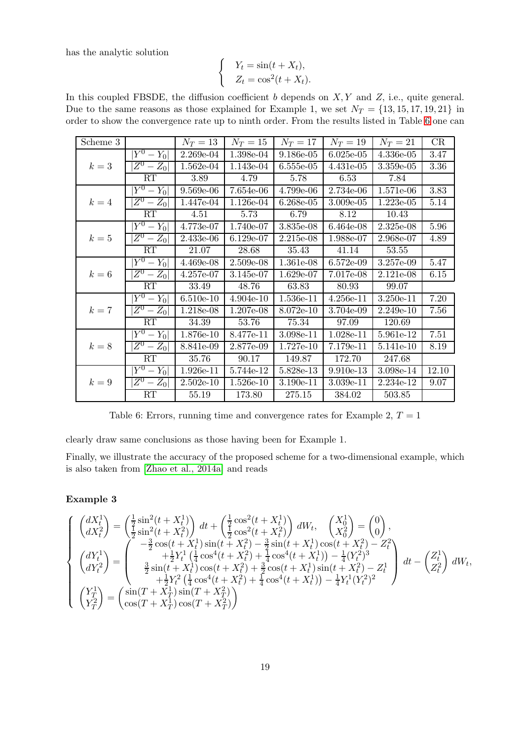has the analytic solution

$$
\begin{cases}
Y_t = \sin(t + X_t), \\
Z_t = \cos^2(t + X_t).
\end{cases}
$$

In this coupled FBSDE, the diffusion coefficient $b$ depends on $X, Y$ and $Z$, i.e., quite general. Due to the same reasons as those explained for Example 1, we set $N_T = \{13, 15, 17, 19, 21\}$ in order to show the convergence rate up to ninth order. From the results listed in Table 6 one can clearly draw same conclusions as those having been for Example 1.

| Scheme 3 | | $N_T = 13$ | $N_T = 15$ | $N_T = 17$ | $N_T = 19$ | $N_T = 21$ | CR |
|---|---|---|---|---|---|---|---|
| $k = 3$ | $\lvert Y^0 - Y_0\rvert$ | 2.269e-04 | 1.398e-04 | 9.186e-05 | 6.025e-05 | 4.336e-05 | 3.47 |
| | $\lvert Z^0 - Z_0\rvert$ | 1.562e-04 | 1.143e-04 | 6.555e-05 | 4.431e-05 | 3.359e-05 | 3.36 |
| | RT | 3.89 | 4.79 | 5.78 | 6.53 | 7.84 | |
| $k = 4$ | $\lvert Y^0 - Y_0\rvert$ | 9.569e-06 | 7.654e-06 | 4.799e-06 | 2.734e-06 | 1.571e-06 | 3.83 |
| | $\lvert Z^0 - Z_0\rvert$ | 1.447e-04 | 1.126e-04 | 6.268e-05 | 3.009e-05 | 1.223e-05 | 5.14 |
| | RT | 4.51 | 5.73 | 6.79 | 8.12 | 10.43 | |
| $k = 5$ | $\lvert Y^0 - Y_0\rvert$ | 4.773e-07 | 1.740e-07 | 3.835e-08 | 6.464e-08 | 2.325e-08 | 5.96 |
| | $\lvert Z^0 - Z_0\rvert$ | 2.433e-06 | 6.129e-07 | 2.215e-08 | 1.988e-07 | 2.968e-07 | 4.89 |
| | RT | 21.07 | 28.68 | 35.43 | 41.14 | 53.55 | |
| $k = 6$ | $\lvert Y^0 - Y_0\rvert$ | 4.469e-08 | 2.509e-08 | 1.361e-08 | 6.572e-09 | 3.257e-09 | 5.47 |
| | $\lvert Z^0 - Z_0\rvert$ | 4.257e-07 | 3.145e-07 | 1.629e-07 | 7.017e-08 | 2.121e-08 | 6.15 |
| | RT | 33.49 | 48.76 | 63.83 | 80.93 | 99.07 | |
| $k = 7$ | $\lvert Y^0 - Y_0\rvert$ | 6.510e-10 | 4.904e-10 | 1.536e-11 | 4.256e-11 | 3.250e-11 | 7.20 |
| | $\lvert Z^0 - Z_0\rvert$ | 1.218e-08 | 1.207e-08 | 8.072e-10 | 3.704e-09 | 2.249e-10 | 7.56 |
| | RT | 34.39 | 53.76 | 75.34 | 97.09 | 120.69 | |
| $k = 8$ | $\lvert Y^0 - Y_0\rvert$ | 1.876e-10 | 8.477e-11 | 3.098e-11 | 1.028e-11 | 5.961e-12 | 7.51 |
| | $\lvert Z^0 - Z_0\rvert$ | 8.841e-09 | 2.877e-09 | 1.727e-10 | 7.179e-11 | 5.141e-10 | 8.19 |
| | RT | 35.76 | 90.17 | 149.87 | 172.70 | 247.68 | |
| $k = 9$ | $\lvert Y^0 - Y_0\rvert$ | 1.926e-11 | 5.744e-12 | 5.828e-13 | 9.910e-13 | 3.098e-14 | 12.10 |
| | $\lvert Z^0 - Z_0\rvert$ | 2.502e-10 | 1.526e-10 | 3.190e-11 | 3.039e-11 | 2.234e-12 | 9.07 |
| | RT | 55.19 | 173.80 | 275.15 | 384.02 | 503.85 | |

Table 6: Errors, running time and convergence rates for Example 2, $T = 1$

Finally, we illustrate the accuracy of the proposed scheme for a two-dimensional example, which is also taken from [Zhao et al., 2014a] and reads

**Example 3**

$$
\begin{cases}
\begin{pmatrix} dX_t^1 \\ dX_t^2 \end{pmatrix} = \begin{pmatrix} \frac{1}{2}\sin^2(t + X_t^1) \\ \frac{1}{2}\sin^2(t + X_t^2) \end{pmatrix} dt + \begin{pmatrix} \frac{1}{2}\cos^2(t + X_t^1) \\ \frac{1}{2}\cos^2(t + X_t^2) \end{pmatrix} dW_t, \quad \begin{pmatrix} X_0^1 \\ X_0^2 \end{pmatrix} = \begin{pmatrix} 0 \\ 0 \end{pmatrix}, \\
\begin{pmatrix} dY_t^1 \\ dY_t^2 \end{pmatrix} = \begin{pmatrix} -\frac{3}{2}\cos(t + X_t^1)\sin(t + X_t^2) - \frac{3}{2}\sin(t + X_t^1)\cos(t + X_t^2) - Z_t^2 \\ +\frac{1}{2}Y_t^1\left(\frac{1}{4}\cos^4(t + X_t^2) + \frac{1}{4}\cos^4(t + X_t^1)\right) - \frac{1}{4}(Y_t^2)^3 \\ \frac{3}{2}\sin(t + X_t^1)\cos(t + X_t^2) + \frac{3}{2}\cos(t + X_t^1)\sin(t + X_t^2) - Z_t^1 \\ +\frac{1}{2}Y_t^2\left(\frac{1}{4}\cos^4(t + X_t^2) + \frac{1}{4}\cos^4(t + X_t^1)\right) - \frac{1}{4}Y_t^1(Y_t^2)^2 \end{pmatrix} dt - \begin{pmatrix} Z_t^1 \\ Z_t^2 \end{pmatrix} dW_t, \\
\begin{pmatrix} Y_T^1 \\ Y_T^2 \end{pmatrix} = \begin{pmatrix} \sin(T + X_T^1)\sin(T + X_T^2) \\ \cos(T + X_T^1)\cos(T + X_T^2) \end{pmatrix}
\end{cases}
$$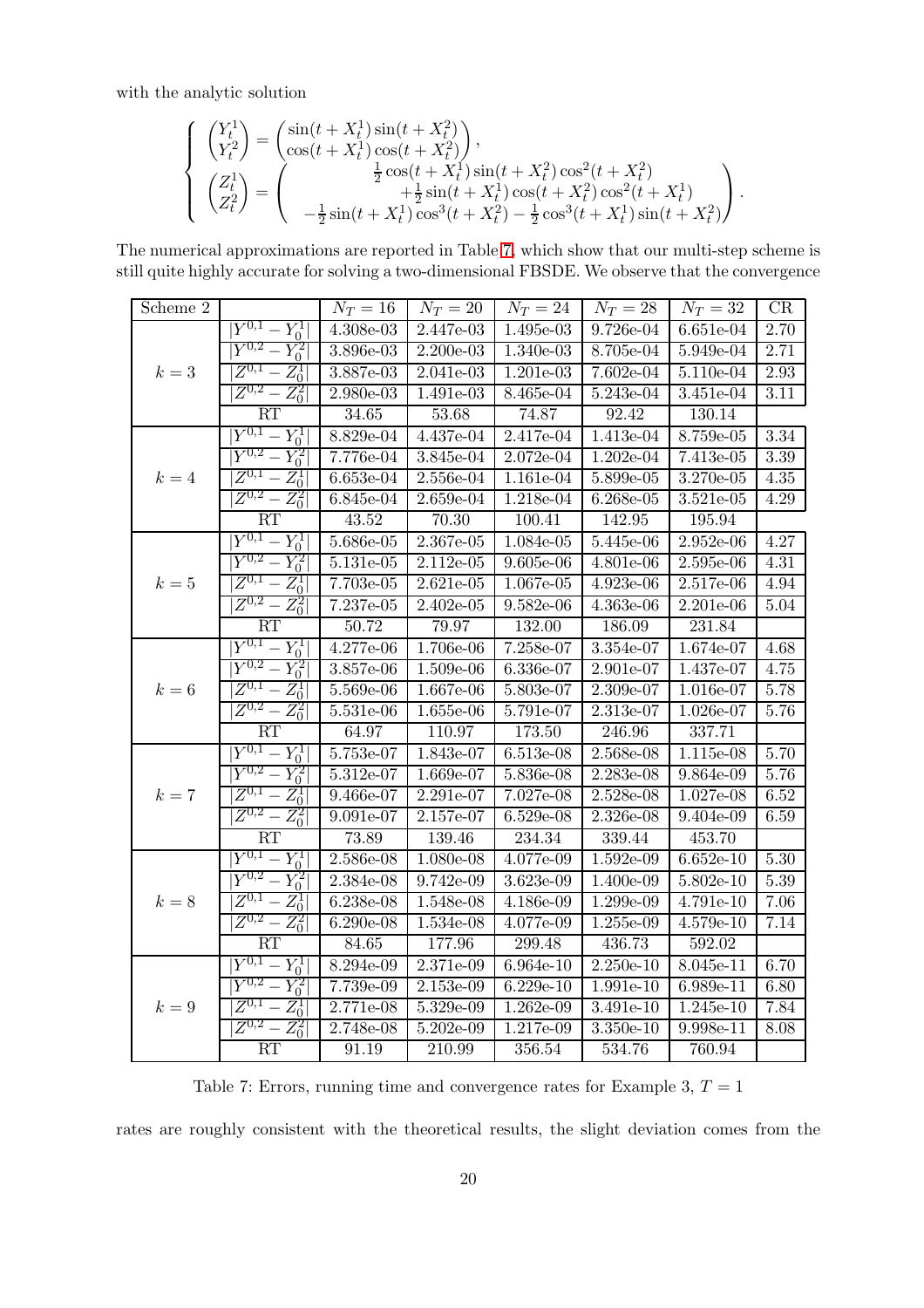with the analytic solution

$$
\begin{cases}
\begin{pmatrix} Y_t^1 \\ Y_t^2 \end{pmatrix} = \begin{pmatrix} \sin(t+X_t^1)\sin(t+X_t^2) \\ \cos(t+X_t^1)\cos(t+X_t^2) \end{pmatrix}, \\
\begin{pmatrix} Z_t^1 \\ Z_t^2 \end{pmatrix} = \begin{pmatrix} \frac{1}{2}\cos(t+X_t^1)\sin(t+X_t^2)\cos^2(t+X_t^2) \\ +\frac{1}{2}\sin(t+X_t^1)\cos(t+X_t^2)\cos^2(t+X_t^1) \\ -\frac{1}{2}\sin(t+X_t^1)\cos^3(t+X_t^2) - \frac{1}{2}\cos^3(t+X_t^1)\sin(t+X_t^2) \end{pmatrix}.
\end{cases}
$$

The numerical approximations are reported in Table 7, which show that our multi-step scheme is still quite highly accurate for solving a two-dimensional FBSDE. We observe that the convergence

| Scheme 2 | | $N_T = 16$ | $N_T = 20$ | $N_T = 24$ | $N_T = 28$ | $N_T = 32$ | CR |
|---|---|---|---|---|---|---|---|
| $k = 3$ | $\lvert Y^{0,1} - Y_0^1 \rvert$ | 4.308e-03 | 2.447e-03 | 1.495e-03 | 9.726e-04 | 6.651e-04 | 2.70 |
| | $\lvert Y^{0,2} - Y_0^2 \rvert$ | 3.896e-03 | 2.200e-03 | 1.340e-03 | 8.705e-04 | 5.949e-04 | 2.71 |
| | $\lvert Z^{0,1} - Z_0^1 \rvert$ | 3.887e-03 | 2.041e-03 | 1.201e-03 | 7.602e-04 | 5.110e-04 | 2.93 |
| | $\lvert Z^{0,2} - Z_0^2 \rvert$ | 2.980e-03 | 1.491e-03 | 8.465e-04 | 5.243e-04 | 3.451e-04 | 3.11 |
| | RT | 34.65 | 53.68 | 74.87 | 92.42 | 130.14 | |
| $k = 4$ | $\lvert Y^{0,1} - Y_0^1 \rvert$ | 8.829e-04 | 4.437e-04 | 2.417e-04 | 1.413e-04 | 8.759e-05 | 3.34 |
| | $\lvert Y^{0,2} - Y_0^2 \rvert$ | 7.776e-04 | 3.845e-04 | 2.072e-04 | 1.202e-04 | 7.413e-05 | 3.39 |
| | $\lvert Z^{0,1} - Z_0^1 \rvert$ | 6.653e-04 | 2.556e-04 | 1.161e-04 | 5.899e-05 | 3.270e-05 | 4.35 |
| | $\lvert Z^{0,2} - Z_0^2 \rvert$ | 6.845e-04 | 2.659e-04 | 1.218e-04 | 6.268e-05 | 3.521e-05 | 4.29 |
| | RT | 43.52 | 70.30 | 100.41 | 142.95 | 195.94 | |
| $k = 5$ | $\lvert Y^{0,1} - Y_0^1 \rvert$ | 5.686e-05 | 2.367e-05 | 1.084e-05 | 5.445e-06 | 2.952e-06 | 4.27 |
| | $\lvert Y^{0,2} - Y_0^2 \rvert$ | 5.131e-05 | 2.112e-05 | 9.605e-06 | 4.801e-06 | 2.595e-06 | 4.31 |
| | $\lvert Z^{0,1} - Z_0^1 \rvert$ | 7.703e-05 | 2.621e-05 | 1.067e-05 | 4.923e-06 | 2.517e-06 | 4.94 |
| | $\lvert Z^{0,2} - Z_0^2 \rvert$ | 7.237e-05 | 2.402e-05 | 9.582e-06 | 4.363e-06 | 2.201e-06 | 5.04 |
| | RT | 50.72 | 79.97 | 132.00 | 186.09 | 231.84 | |
| $k = 6$ | $\lvert Y^{0,1} - Y_0^1 \rvert$ | 4.277e-06 | 1.706e-06 | 7.258e-07 | 3.354e-07 | 1.674e-07 | 4.68 |
| | $\lvert Y^{0,2} - Y_0^2 \rvert$ | 3.857e-06 | 1.509e-06 | 6.336e-07 | 2.901e-07 | 1.437e-07 | 4.75 |
| | $\lvert Z^{0,1} - Z_0^1 \rvert$ | 5.569e-06 | 1.667e-06 | 5.803e-07 | 2.309e-07 | 1.016e-07 | 5.78 |
| | $\lvert Z^{0,2} - Z_0^2 \rvert$ | 5.531e-06 | 1.655e-06 | 5.791e-07 | 2.313e-07 | 1.026e-07 | 5.76 |
| | RT | 64.97 | 110.97 | 173.50 | 246.96 | 337.71 | |
| $k = 7$ | $\lvert Y^{0,1} - Y_0^1 \rvert$ | 5.753e-07 | 1.843e-07 | 6.513e-08 | 2.568e-08 | 1.115e-08 | 5.70 |
| | $\lvert Y^{0,2} - Y_0^2 \rvert$ | 5.312e-07 | 1.669e-07 | 5.836e-08 | 2.283e-08 | 9.864e-09 | 5.76 |
| | $\lvert Z^{0,1} - Z_0^1 \rvert$ | 9.466e-07 | 2.291e-07 | 7.027e-08 | 2.528e-08 | 1.027e-08 | 6.52 |
| | $\lvert Z^{0,2} - Z_0^2 \rvert$ | 9.091e-07 | 2.157e-07 | 6.529e-08 | 2.326e-08 | 9.404e-09 | 6.59 |
| | RT | 73.89 | 139.46 | 234.34 | 339.44 | 453.70 | |
| $k = 8$ | $\lvert Y^{0,1} - Y_0^1 \rvert$ | 2.586e-08 | 1.080e-08 | 4.077e-09 | 1.592e-09 | 6.652e-10 | 5.30 |
| | $\lvert Y^{0,2} - Y_0^2 \rvert$ | 2.384e-08 | 9.742e-09 | 3.623e-09 | 1.400e-09 | 5.802e-10 | 5.39 |
| | $\lvert Z^{0,1} - Z_0^1 \rvert$ | 6.238e-08 | 1.548e-08 | 4.186e-09 | 1.299e-09 | 4.791e-10 | 7.06 |
| | $\lvert Z^{0,2} - Z_0^2 \rvert$ | 6.290e-08 | 1.534e-08 | 4.077e-09 | 1.255e-09 | 4.579e-10 | 7.14 |
| | RT | 84.65 | 177.96 | 299.48 | 436.73 | 592.02 | |
| $k = 9$ | $\lvert Y^{0,1} - Y_0^1 \rvert$ | 8.294e-09 | 2.371e-09 | 6.964e-10 | 2.250e-10 | 8.045e-11 | 6.70 |
| | $\lvert Y^{0,2} - Y_0^2 \rvert$ | 7.739e-09 | 2.153e-09 | 6.229e-10 | 1.991e-10 | 6.989e-11 | 6.80 |
| | $\lvert Z^{0,1} - Z_0^1 \rvert$ | 2.771e-08 | 5.329e-09 | 1.262e-09 | 3.491e-10 | 1.245e-10 | 7.84 |
| | $\lvert Z^{0,2} - Z_0^2 \rvert$ | 2.748e-08 | 5.202e-09 | 1.217e-09 | 3.350e-10 | 9.998e-11 | 8.08 |
| | RT | 91.19 | 210.99 | 356.54 | 534.76 | 760.94 | |

Table 7: Errors, running time and convergence rates for Example 3, $T = 1$

rates are roughly consistent with the theoretical results, the slight deviation comes from the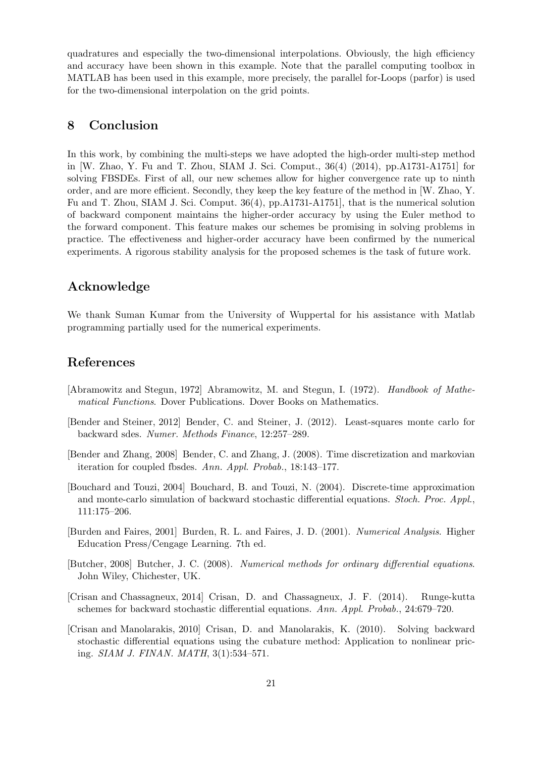quadratures and especially the two-dimensional interpolations. Obviously, the high efficiency and accuracy have been shown in this example. Note that the parallel computing toolbox in MATLAB has been used in this example, more precisely, the parallel for-Loops (parfor) is used for the two-dimensional interpolation on the grid points.

## 8 Conclusion

In this work, by combining the multi-steps we have adopted the high-order multi-step method in [W. Zhao, Y. Fu and T. Zhou, SIAM J. Sci. Comput., 36(4) (2014), pp.A1731-A1751] for solving FBSDEs. First of all, our new schemes allow for higher convergence rate up to ninth order, and are more efficient. Secondly, they keep the key feature of the method in [W. Zhao, Y. Fu and T. Zhou, SIAM J. Sci. Comput. 36(4), pp.A1731-A1751], that is the numerical solution of backward component maintains the higher-order accuracy by using the Euler method to the forward component. This feature makes our schemes be promising in solving problems in practice. The effectiveness and higher-order accuracy have been confirmed by the numerical experiments. A rigorous stability analysis for the proposed schemes is the task of future work.

## Acknowledge

We thank Suman Kumar from the University of Wuppertal for his assistance with Matlab programming partially used for the numerical experiments.

## References

[Abramowitz and Stegun, 1972] Abramowitz, M. and Stegun, I. (1972). *Handbook of Mathematical Functions*. Dover Publications. Dover Books on Mathematics.

[Bender and Steiner, 2012] Bender, C. and Steiner, J. (2012). Least-squares monte carlo for backward sdes. *Numer. Methods Finance*, 12:257–289.

[Bender and Zhang, 2008] Bender, C. and Zhang, J. (2008). Time discretization and markovian iteration for coupled fbsdes. *Ann. Appl. Probab.*, 18:143–177.

[Bouchard and Touzi, 2004] Bouchard, B. and Touzi, N. (2004). Discrete-time approximation and monte-carlo simulation of backward stochastic differential equations. *Stoch. Proc. Appl.*, 111:175–206.

[Burden and Faires, 2001] Burden, R. L. and Faires, J. D. (2001). *Numerical Analysis*. Higher Education Press/Cengage Learning. 7th ed.

[Butcher, 2008] Butcher, J. C. (2008). *Numerical methods for ordinary differential equations*. John Wiley, Chichester, UK.

[Crisan and Chassagneux, 2014] Crisan, D. and Chassagneux, J. F. (2014). Runge-kutta schemes for backward stochastic differential equations. *Ann. Appl. Probab.*, 24:679–720.

[Crisan and Manolarakis, 2010] Crisan, D. and Manolarakis, K. (2010). Solving backward stochastic differential equations using the cubature method: Application to nonlinear pricing. *SIAM J. FINAN. MATH*, 3(1):534–571.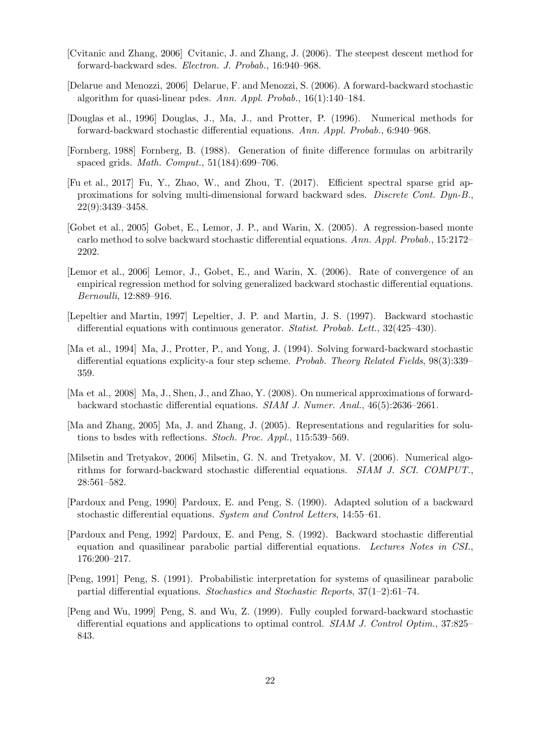[Cvitanic and Zhang, 2006] Cvitanic, J. and Zhang, J. (2006). The steepest descent method for forward-backward sdes. *Electron. J. Probab.*, 16:940–968.

[Delarue and Menozzi, 2006] Delarue, F. and Menozzi, S. (2006). A forward-backward stochastic algorithm for quasi-linear pdes. *Ann. Appl. Probab.*, 16(1):140–184.

[Douglas et al., 1996] Douglas, J., Ma, J., and Protter, P. (1996). Numerical methods for forward-backward stochastic differential equations. *Ann. Appl. Probab.*, 6:940–968.

[Fornberg, 1988] Fornberg, B. (1988). Generation of finite difference formulas on arbitrarily spaced grids. *Math. Comput.*, 51(184):699–706.

[Fu et al., 2017] Fu, Y., Zhao, W., and Zhou, T. (2017). Efficient spectral sparse grid approximations for solving multi-dimensional forward backward sdes. *Discrete Cont. Dyn-B.*, 22(9):3439–3458.

[Gobet et al., 2005] Gobet, E., Lemor, J. P., and Warin, X. (2005). A regression-based monte carlo method to solve backward stochastic differential equations. *Ann. Appl. Probab.*, 15:2172–2202.

[Lemor et al., 2006] Lemor, J., Gobet, E., and Warin, X. (2006). Rate of convergence of an empirical regression method for solving generalized backward stochastic differential equations. *Bernoulli*, 12:889–916.

[Lepeltier and Martin, 1997] Lepeltier, J. P. and Martin, J. S. (1997). Backward stochastic differential equations with continuous generator. *Statist. Probab. Lett.*, 32(425–430).

[Ma et al., 1994] Ma, J., Protter, P., and Yong, J. (1994). Solving forward-backward stochastic differential equations explicity-a four step scheme. *Probab. Theory Related Fields*, 98(3):339–359.

[Ma et al., 2008] Ma, J., Shen, J., and Zhao, Y. (2008). On numerical approximations of forward-backward stochastic differential equations. *SIAM J. Numer. Anal.*, 46(5):2636–2661.

[Ma and Zhang, 2005] Ma, J. and Zhang, J. (2005). Representations and regularities for solutions to bsdes with reflections. *Stoch. Proc. Appl.*, 115:539–569.

[Milsetin and Tretyakov, 2006] Milsetin, G. N. and Tretyakov, M. V. (2006). Numerical algorithms for forward-backward stochastic differential equations. *SIAM J. SCI. COMPUT.*, 28:561–582.

[Pardoux and Peng, 1990] Pardoux, E. and Peng, S. (1990). Adapted solution of a backward stochastic differential equations. *System and Control Letters*, 14:55–61.

[Pardoux and Peng, 1992] Pardoux, E. and Peng, S. (1992). Backward stochastic differential equation and quasilinear parabolic partial differential equations. *Lectures Notes in CSI.*, 176:200–217.

[Peng, 1991] Peng, S. (1991). Probabilistic interpretation for systems of quasilinear parabolic partial differential equations. *Stochastics and Stochastic Reports*, 37(1–2):61–74.

[Peng and Wu, 1999] Peng, S. and Wu, Z. (1999). Fully coupled forward-backward stochastic differential equations and applications to optimal control. *SIAM J. Control Optim.*, 37:825–843.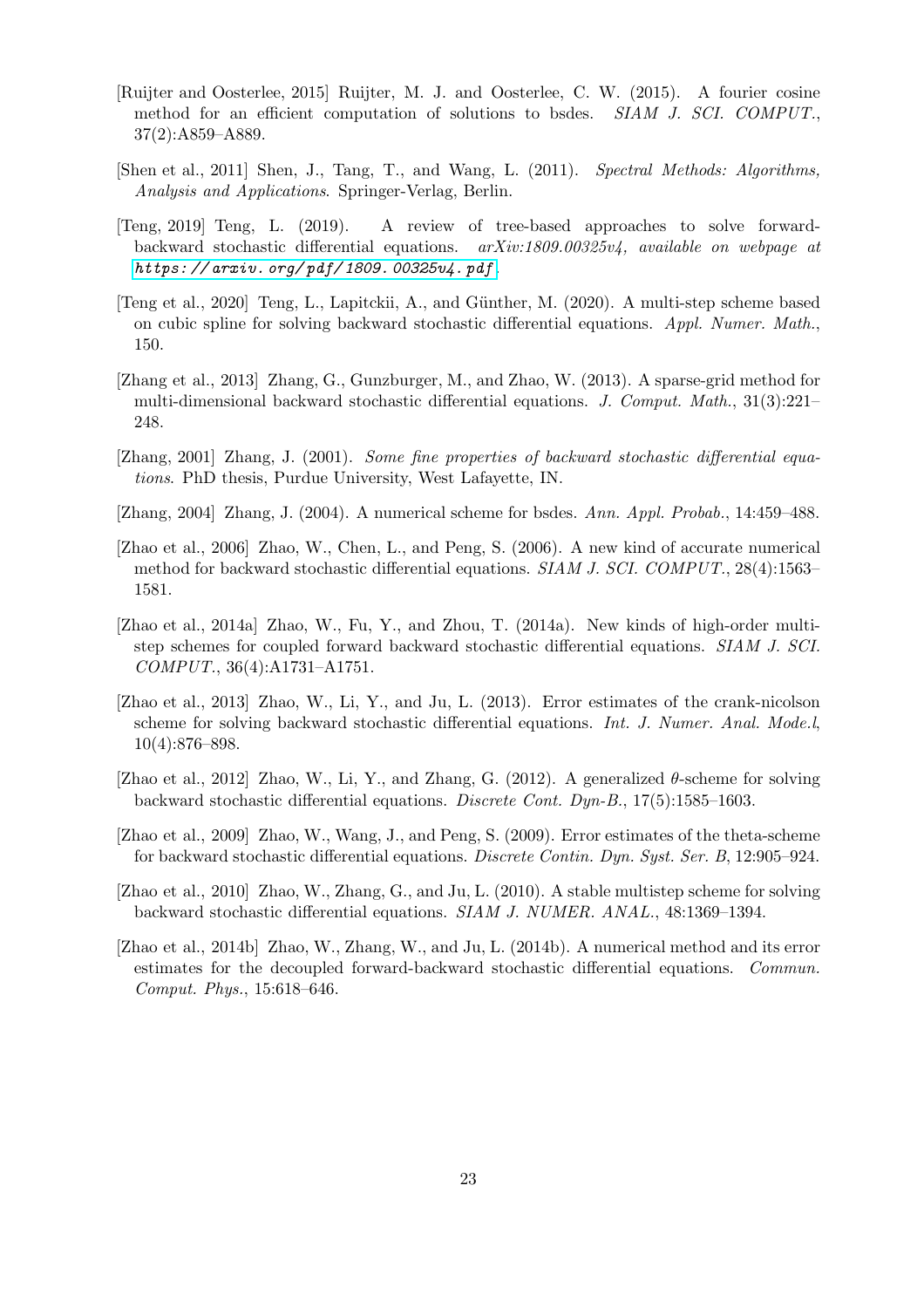[Ruijter and Oosterlee, 2015] Ruijter, M. J. and Oosterlee, C. W. (2015). A fourier cosine method for an efficient computation of solutions to bsdes. *SIAM J. SCI. COMPUT.*, 37(2):A859–A889.

[Shen et al., 2011] Shen, J., Tang, T., and Wang, L. (2011). *Spectral Methods: Algorithms, Analysis and Applications*. Springer-Verlag, Berlin.

[Teng, 2019] Teng, L. (2019). A review of tree-based approaches to solve forward-backward stochastic differential equations. *arXiv:1809.00325v4, available on webpage at https://arxiv.org/pdf/1809.00325v4.pdf*.

[Teng et al., 2020] Teng, L., Lapitckii, A., and Günther, M. (2020). A multi-step scheme based on cubic spline for solving backward stochastic differential equations. *Appl. Numer. Math.*, 150.

[Zhang et al., 2013] Zhang, G., Gunzburger, M., and Zhao, W. (2013). A sparse-grid method for multi-dimensional backward stochastic differential equations. *J. Comput. Math.*, 31(3):221–248.

[Zhang, 2001] Zhang, J. (2001). *Some fine properties of backward stochastic differential equations*. PhD thesis, Purdue University, West Lafayette, IN.

[Zhang, 2004] Zhang, J. (2004). A numerical scheme for bsdes. *Ann. Appl. Probab.*, 14:459–488.

[Zhao et al., 2006] Zhao, W., Chen, L., and Peng, S. (2006). A new kind of accurate numerical method for backward stochastic differential equations. *SIAM J. SCI. COMPUT.*, 28(4):1563–1581.

[Zhao et al., 2014a] Zhao, W., Fu, Y., and Zhou, T. (2014a). New kinds of high-order multi-step schemes for coupled forward backward stochastic differential equations. *SIAM J. SCI. COMPUT.*, 36(4):A1731–A1751.

[Zhao et al., 2013] Zhao, W., Li, Y., and Ju, L. (2013). Error estimates of the crank-nicolson scheme for solving backward stochastic differential equations. *Int. J. Numer. Anal. Mode.l*, 10(4):876–898.

[Zhao et al., 2012] Zhao, W., Li, Y., and Zhang, G. (2012). A generalized $\theta$-scheme for solving backward stochastic differential equations. *Discrete Cont. Dyn-B.*, 17(5):1585–1603.

[Zhao et al., 2009] Zhao, W., Wang, J., and Peng, S. (2009). Error estimates of the theta-scheme for backward stochastic differential equations. *Discrete Contin. Dyn. Syst. Ser. B*, 12:905–924.

[Zhao et al., 2010] Zhao, W., Zhang, G., and Ju, L. (2010). A stable multistep scheme for solving backward stochastic differential equations. *SIAM J. NUMER. ANAL.*, 48:1369–1394.

[Zhao et al., 2014b] Zhao, W., Zhang, W., and Ju, L. (2014b). A numerical method and its error estimates for the decoupled forward-backward stochastic differential equations. *Commun. Comput. Phys.*, 15:618–646.